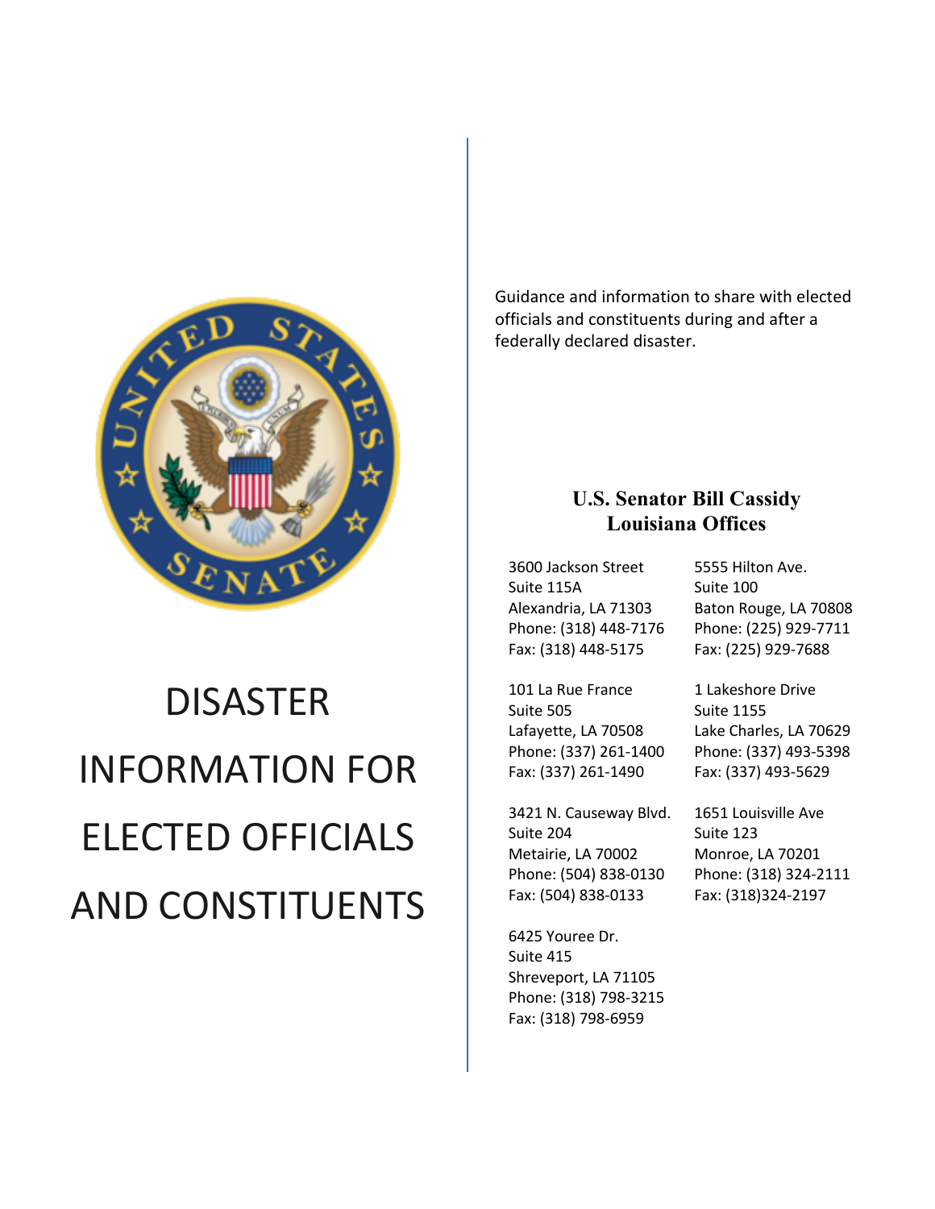# DISASTER INFORMATION FOR ELECTED OFFICIALS AND CONSTITUENTS

Guidance and information to share with elected officials and constituents during and after a federally declared disaster.

## U.S. Senator Bill Cassidy
## Louisiana Offices

3600 Jackson Street
Suite 115A
Alexandria, LA 71303
Phone: (318) 448-7176
Fax: (318) 448-5175

5555 Hilton Ave.
Suite 100
Baton Rouge, LA 70808
Phone: (225) 929-7711
Fax: (225) 929-7688

101 La Rue France
Suite 505
Lafayette, LA 70508
Phone: (337) 261-1400
Fax: (337) 261-1490

1 Lakeshore Drive
Suite 1155
Lake Charles, LA 70629
Phone: (337) 493-5398
Fax: (337) 493-5629

3421 N. Causeway Blvd.
Suite 204
Metairie, LA 70002
Phone: (504) 838-0130
Fax: (504) 838-0133

1651 Louisville Ave
Suite 123
Monroe, LA 70201
Phone: (318) 324-2111
Fax: (318)324-2197

6425 Youree Dr.
Suite 415
Shreveport, LA 71105
Phone: (318) 798-3215
Fax: (318) 798-6959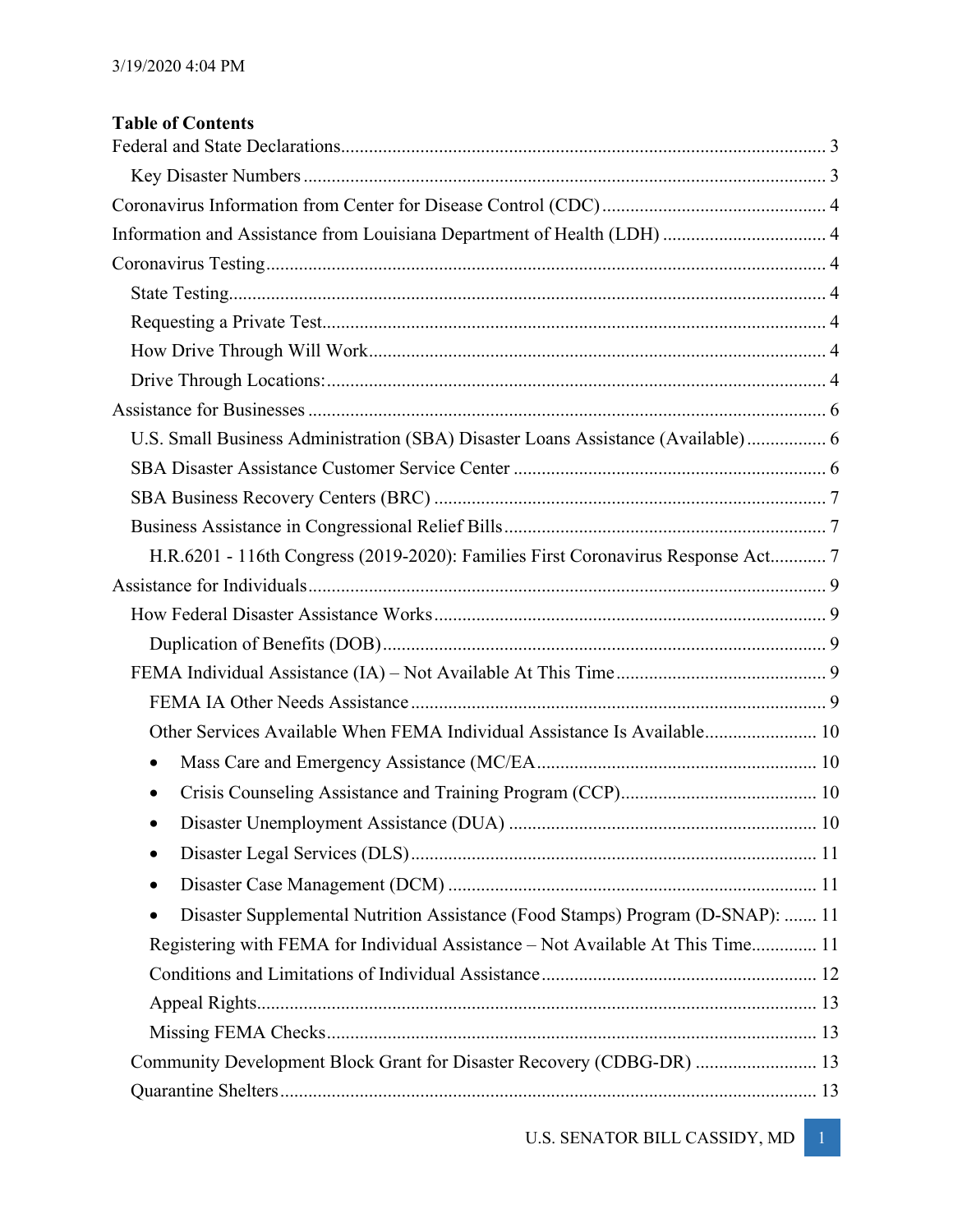3/19/2020 4:04 PM

**Table of Contents**

Federal and State Declarations ..... 3
- Key Disaster Numbers ..... 3

Coronavirus Information from Center for Disease Control (CDC) ..... 4

Information and Assistance from Louisiana Department of Health (LDH) ..... 4

Coronavirus Testing ..... 4
- State Testing ..... 4
- Requesting a Private Test ..... 4
- How Drive Through Will Work ..... 4
- Drive Through Locations: ..... 4

Assistance for Businesses ..... 6
- U.S. Small Business Administration (SBA) Disaster Loans Assistance (Available) ..... 6
- SBA Disaster Assistance Customer Service Center ..... 6
- SBA Business Recovery Centers (BRC) ..... 7
- Business Assistance in Congressional Relief Bills ..... 7
  - H.R.6201 - 116th Congress (2019-2020): Families First Coronavirus Response Act ..... 7

Assistance for Individuals ..... 9
- How Federal Disaster Assistance Works ..... 9
  - Duplication of Benefits (DOB) ..... 9
- FEMA Individual Assistance (IA) – Not Available At This Time ..... 9
  - FEMA IA Other Needs Assistance ..... 9
  - Other Services Available When FEMA Individual Assistance Is Available ..... 10
    - Mass Care and Emergency Assistance (MC/EA ..... 10
    - Crisis Counseling Assistance and Training Program (CCP) ..... 10
    - Disaster Unemployment Assistance (DUA) ..... 10
    - Disaster Legal Services (DLS) ..... 11
    - Disaster Case Management (DCM) ..... 11
    - Disaster Supplemental Nutrition Assistance (Food Stamps) Program (D-SNAP): ..... 11
  - Registering with FEMA for Individual Assistance – Not Available At This Time ..... 11
  - Conditions and Limitations of Individual Assistance ..... 12
  - Appeal Rights ..... 13
  - Missing FEMA Checks ..... 13
- Community Development Block Grant for Disaster Recovery (CDBG-DR) ..... 13
- Quarantine Shelters ..... 13

U.S. SENATOR BILL CASSIDY, MD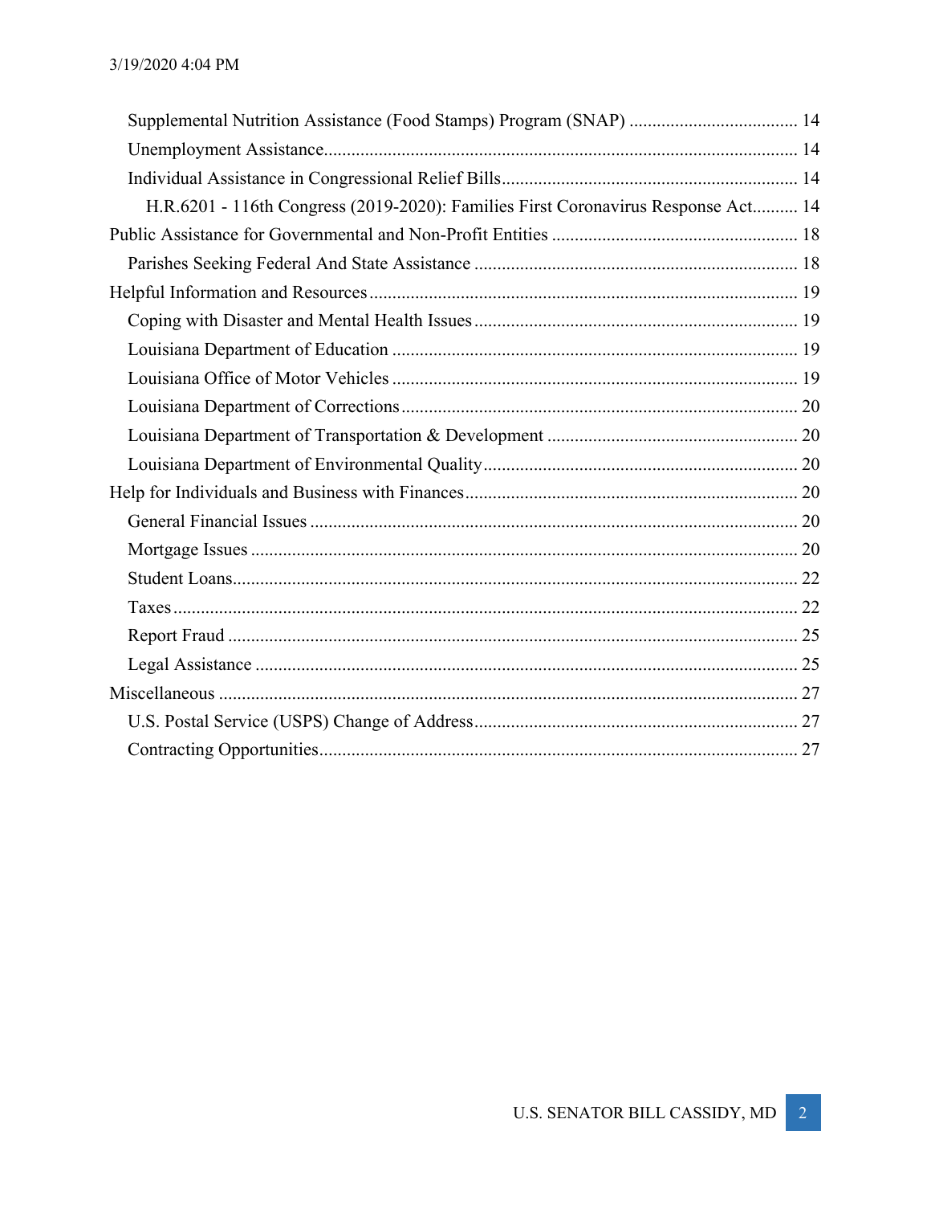- Supplemental Nutrition Assistance (Food Stamps) Program (SNAP) .................................... 14
- Unemployment Assistance....................................................................................................... 14
- Individual Assistance in Congressional Relief Bills................................................................ 14
  - H.R.6201 - 116th Congress (2019-2020): Families First Coronavirus Response Act.......... 14

Public Assistance for Governmental and Non-Profit Entities ..................................................... 18

- Parishes Seeking Federal And State Assistance ...................................................................... 18

Helpful Information and Resources ............................................................................................. 19

- Coping with Disaster and Mental Health Issues ...................................................................... 19
- Louisiana Department of Education ........................................................................................ 19
- Louisiana Office of Motor Vehicles ........................................................................................ 19
- Louisiana Department of Corrections ...................................................................................... 20
- Louisiana Department of Transportation & Development ...................................................... 20
- Louisiana Department of Environmental Quality .................................................................... 20

Help for Individuals and Business with Finances ........................................................................ 20

- General Financial Issues .......................................................................................................... 20
- Mortgage Issues ....................................................................................................................... 20
- Student Loans........................................................................................................................... 22
- Taxes ........................................................................................................................................ 22
- Report Fraud ............................................................................................................................ 25
- Legal Assistance ...................................................................................................................... 25

Miscellaneous .............................................................................................................................. 27

- U.S. Postal Service (USPS) Change of Address ...................................................................... 27
- Contracting Opportunities........................................................................................................ 27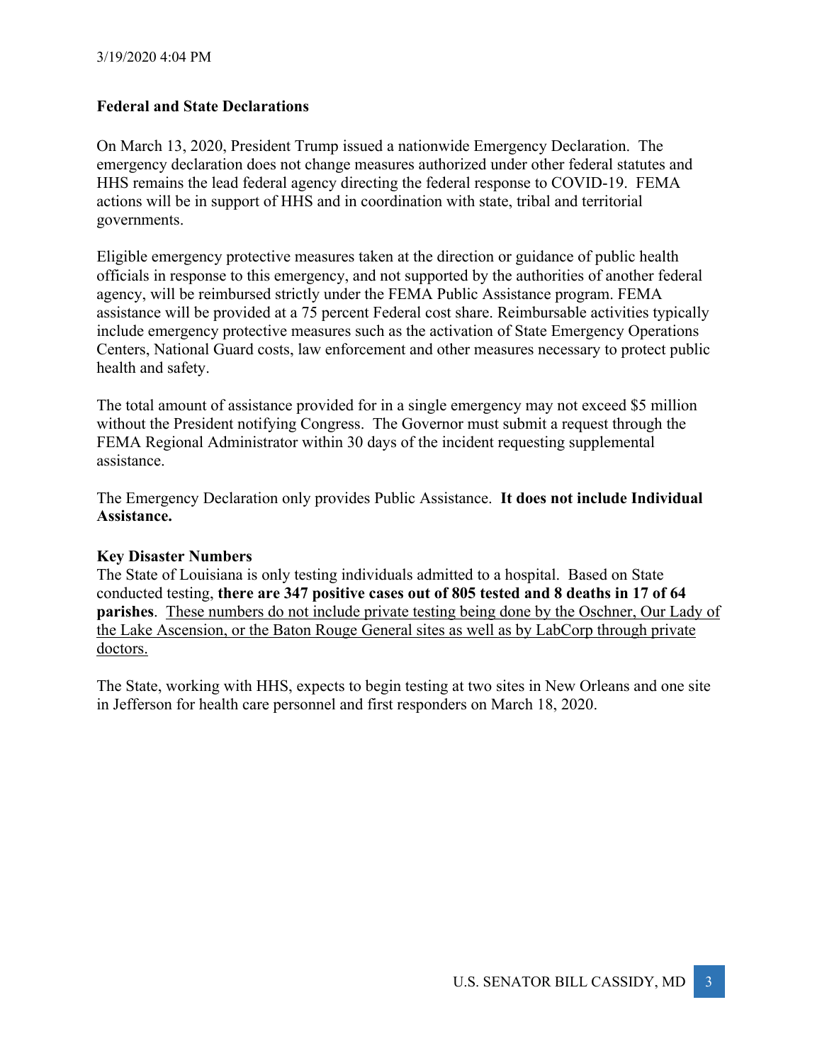3/19/2020 4:04 PM

**Federal and State Declarations**

On March 13, 2020, President Trump issued a nationwide Emergency Declaration. The emergency declaration does not change measures authorized under other federal statutes and HHS remains the lead federal agency directing the federal response to COVID-19. FEMA actions will be in support of HHS and in coordination with state, tribal and territorial governments.

Eligible emergency protective measures taken at the direction or guidance of public health officials in response to this emergency, and not supported by the authorities of another federal agency, will be reimbursed strictly under the FEMA Public Assistance program. FEMA assistance will be provided at a 75 percent Federal cost share. Reimbursable activities typically include emergency protective measures such as the activation of State Emergency Operations Centers, National Guard costs, law enforcement and other measures necessary to protect public health and safety.

The total amount of assistance provided for in a single emergency may not exceed $5 million without the President notifying Congress. The Governor must submit a request through the FEMA Regional Administrator within 30 days of the incident requesting supplemental assistance.

The Emergency Declaration only provides Public Assistance. **It does not include Individual Assistance.**

**Key Disaster Numbers**

The State of Louisiana is only testing individuals admitted to a hospital. Based on State conducted testing, **there are 347 positive cases out of 805 tested and 8 deaths in 17 of 64 parishes**. <u>These numbers do not include private testing being done by the Oschner, Our Lady of the Lake Ascension, or the Baton Rouge General sites as well as by LabCorp through private doctors.</u>

The State, working with HHS, expects to begin testing at two sites in New Orleans and one site in Jefferson for health care personnel and first responders on March 18, 2020.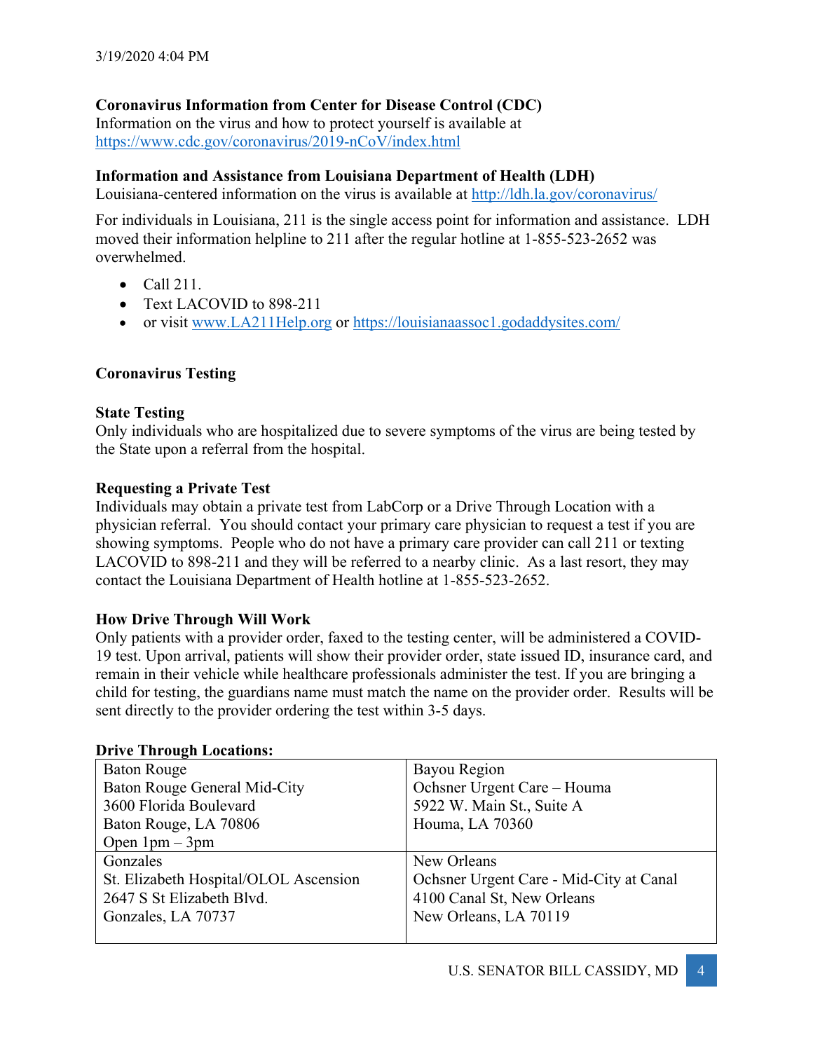3/19/2020 4:04 PM

**Coronavirus Information from Center for Disease Control (CDC)**
Information on the virus and how to protect yourself is available at https://www.cdc.gov/coronavirus/2019-nCoV/index.html

**Information and Assistance from Louisiana Department of Health (LDH)**
Louisiana-centered information on the virus is available at http://ldh.la.gov/coronavirus/

For individuals in Louisiana, 211 is the single access point for information and assistance. LDH moved their information helpline to 211 after the regular hotline at 1-855-523-2652 was overwhelmed.

- Call 211.
- Text LACOVID to 898-211
- or visit www.LA211Help.org or https://louisianaassoc1.godaddysites.com/

**Coronavirus Testing**

**State Testing**
Only individuals who are hospitalized due to severe symptoms of the virus are being tested by the State upon a referral from the hospital.

**Requesting a Private Test**
Individuals may obtain a private test from LabCorp or a Drive Through Location with a physician referral. You should contact your primary care physician to request a test if you are showing symptoms. People who do not have a primary care provider can call 211 or texting LACOVID to 898-211 and they will be referred to a nearby clinic. As a last resort, they may contact the Louisiana Department of Health hotline at 1-855-523-2652.

**How Drive Through Will Work**
Only patients with a provider order, faxed to the testing center, will be administered a COVID-19 test. Upon arrival, patients will show their provider order, state issued ID, insurance card, and remain in their vehicle while healthcare professionals administer the test. If you are bringing a child for testing, the guardians name must match the name on the provider order. Results will be sent directly to the provider ordering the test within 3-5 days.

**Drive Through Locations:**

| | |
|---|---|
| Baton Rouge<br>Baton Rouge General Mid-City<br>3600 Florida Boulevard<br>Baton Rouge, LA 70806<br>Open 1pm – 3pm | Bayou Region<br>Ochsner Urgent Care – Houma<br>5922 W. Main St., Suite A<br>Houma, LA 70360 |
| Gonzales<br>St. Elizabeth Hospital/OLOL Ascension<br>2647 S St Elizabeth Blvd.<br>Gonzales, LA 70737 | New Orleans<br>Ochsner Urgent Care - Mid-City at Canal<br>4100 Canal St, New Orleans<br>New Orleans, LA 70119 |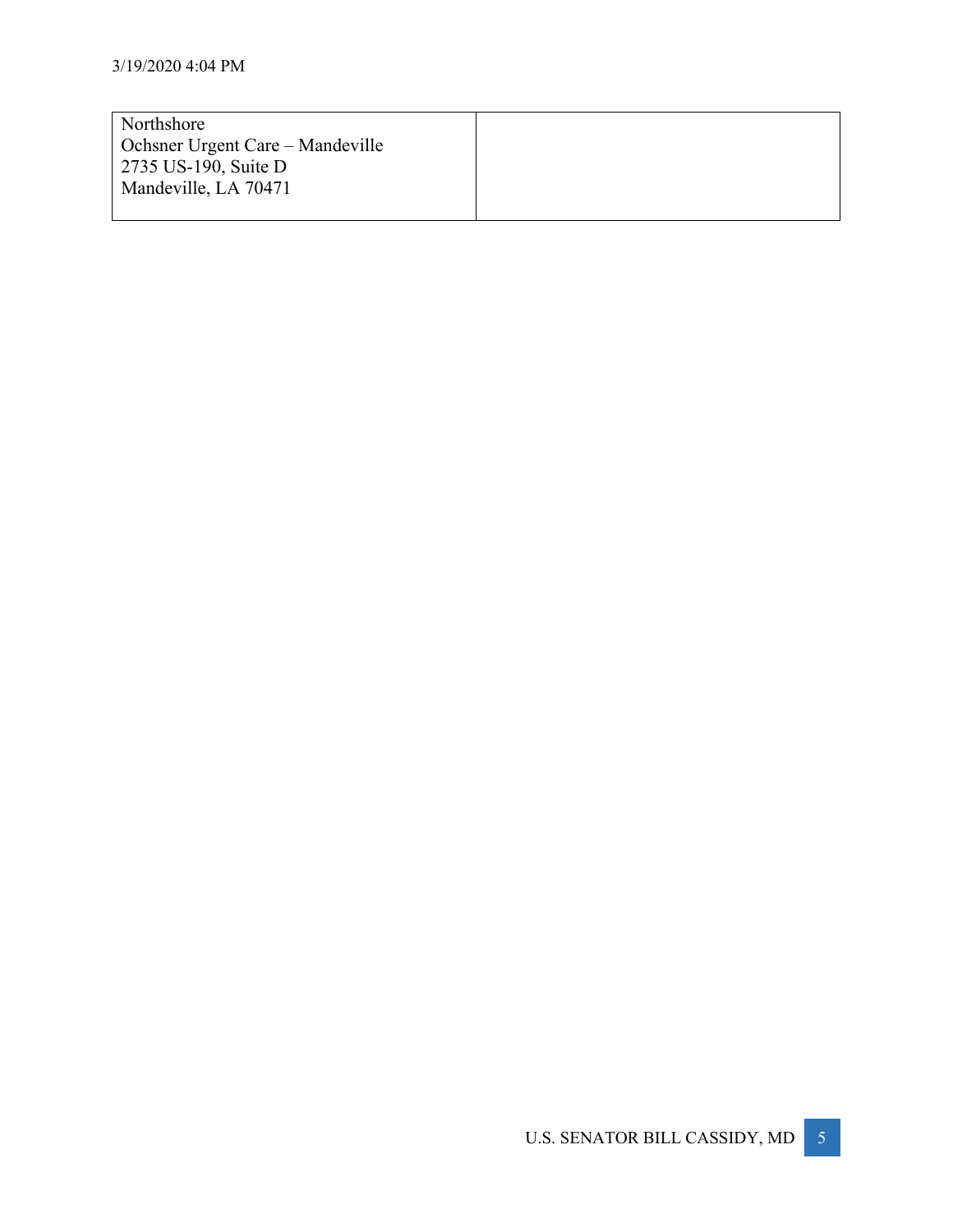| Northshore<br>Ochsner Urgent Care – Mandeville<br>2735 US-190, Suite D<br>Mandeville, LA 70471 | |
|---|---|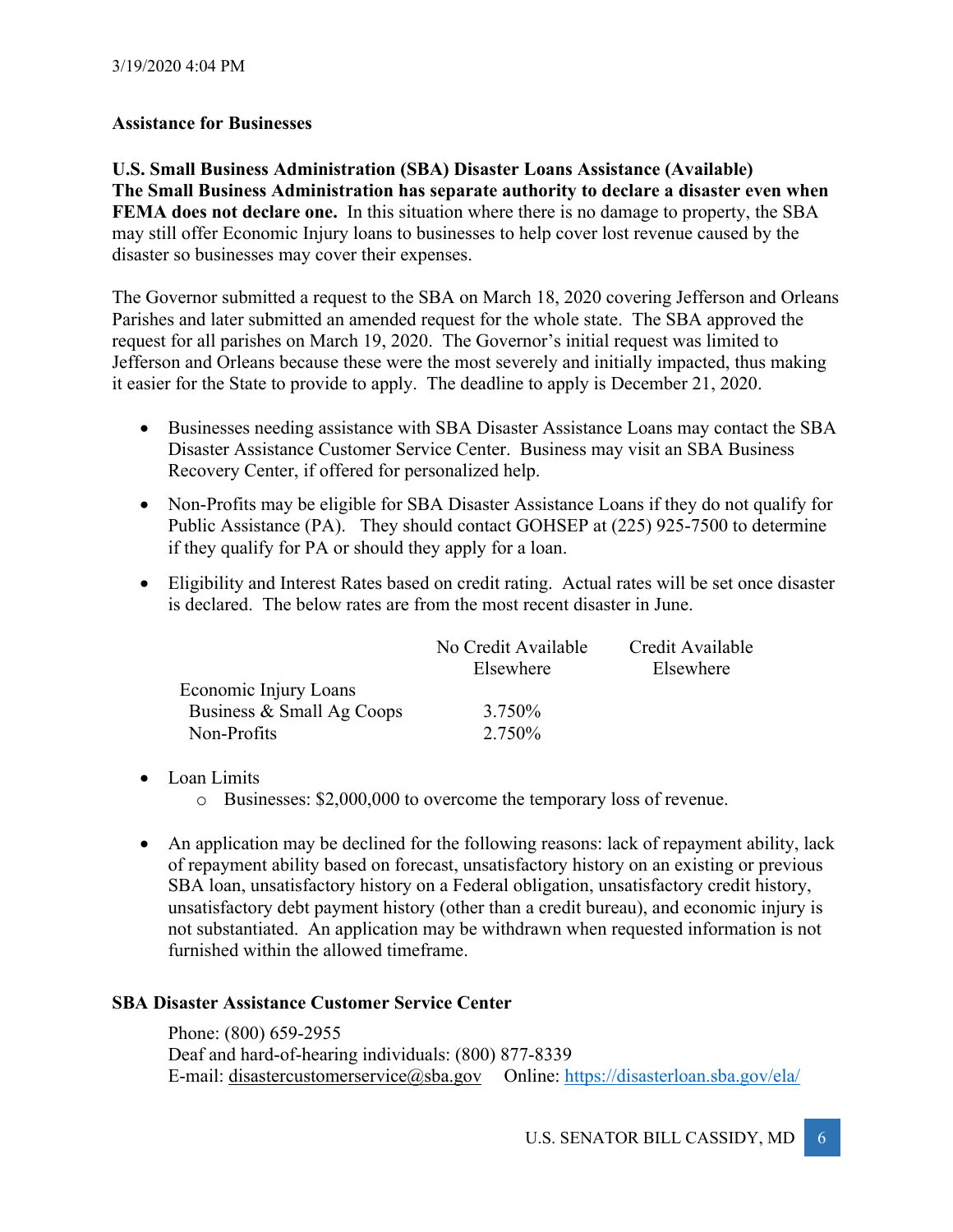3/19/2020 4:04 PM

## Assistance for Businesses

**U.S. Small Business Administration (SBA) Disaster Loans Assistance (Available)**
**The Small Business Administration has separate authority to declare a disaster even when FEMA does not declare one.** In this situation where there is no damage to property, the SBA may still offer Economic Injury loans to businesses to help cover lost revenue caused by the disaster so businesses may cover their expenses.

The Governor submitted a request to the SBA on March 18, 2020 covering Jefferson and Orleans Parishes and later submitted an amended request for the whole state. The SBA approved the request for all parishes on March 19, 2020. The Governor's initial request was limited to Jefferson and Orleans because these were the most severely and initially impacted, thus making it easier for the State to provide to apply. The deadline to apply is December 21, 2020.

- Businesses needing assistance with SBA Disaster Assistance Loans may contact the SBA Disaster Assistance Customer Service Center. Business may visit an SBA Business Recovery Center, if offered for personalized help.
- Non-Profits may be eligible for SBA Disaster Assistance Loans if they do not qualify for Public Assistance (PA). They should contact GOHSEP at (225) 925-7500 to determine if they qualify for PA or should they apply for a loan.
- Eligibility and Interest Rates based on credit rating. Actual rates will be set once disaster is declared. The below rates are from the most recent disaster in June.

| | No Credit Available Elsewhere | Credit Available Elsewhere |
|---|---|---|
| Economic Injury Loans | | |
| Business & Small Ag Coops | 3.750% | |
| Non-Profits | 2.750% | |

- Loan Limits
  - Businesses: $2,000,000 to overcome the temporary loss of revenue.
- An application may be declined for the following reasons: lack of repayment ability, lack of repayment ability based on forecast, unsatisfactory history on an existing or previous SBA loan, unsatisfactory history on a Federal obligation, unsatisfactory credit history, unsatisfactory debt payment history (other than a credit bureau), and economic injury is not substantiated. An application may be withdrawn when requested information is not furnished within the allowed timeframe.

**SBA Disaster Assistance Customer Service Center**

Phone: (800) 659-2955
Deaf and hard-of-hearing individuals: (800) 877-8339
E-mail: disastercustomerservice@sba.gov Online: https://disasterloan.sba.gov/ela/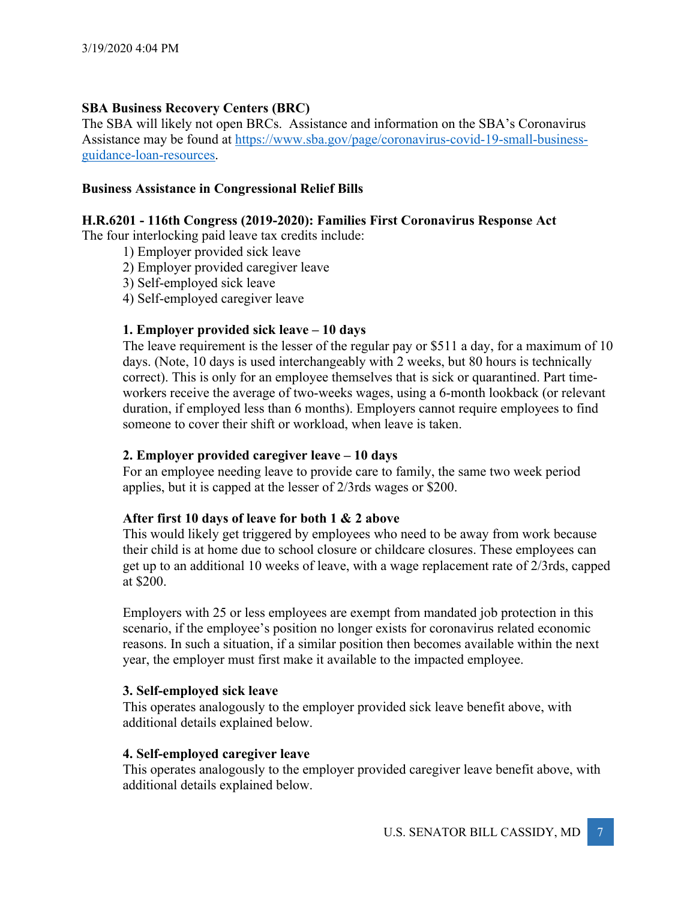3/19/2020 4:04 PM

**SBA Business Recovery Centers (BRC)**

The SBA will likely not open BRCs. Assistance and information on the SBA's Coronavirus Assistance may be found at [https://www.sba.gov/page/coronavirus-covid-19-small-business-guidance-loan-resources](https://www.sba.gov/page/coronavirus-covid-19-small-business-guidance-loan-resources).

**Business Assistance in Congressional Relief Bills**

**H.R.6201 - 116th Congress (2019-2020): Families First Coronavirus Response Act**

The four interlocking paid leave tax credits include:

1) Employer provided sick leave
2) Employer provided caregiver leave
3) Self-employed sick leave
4) Self-employed caregiver leave

**1. Employer provided sick leave – 10 days**

The leave requirement is the lesser of the regular pay or $511 a day, for a maximum of 10 days. (Note, 10 days is used interchangeably with 2 weeks, but 80 hours is technically correct). This is only for an employee themselves that is sick or quarantined. Part time-workers receive the average of two-weeks wages, using a 6-month lookback (or relevant duration, if employed less than 6 months). Employers cannot require employees to find someone to cover their shift or workload, when leave is taken.

**2. Employer provided caregiver leave – 10 days**

For an employee needing leave to provide care to family, the same two week period applies, but it is capped at the lesser of 2/3rds wages or $200.

**After first 10 days of leave for both 1 & 2 above**

This would likely get triggered by employees who need to be away from work because their child is at home due to school closure or childcare closures. These employees can get up to an additional 10 weeks of leave, with a wage replacement rate of 2/3rds, capped at $200.

Employers with 25 or less employees are exempt from mandated job protection in this scenario, if the employee's position no longer exists for coronavirus related economic reasons. In such a situation, if a similar position then becomes available within the next year, the employer must first make it available to the impacted employee.

**3. Self-employed sick leave**

This operates analogously to the employer provided sick leave benefit above, with additional details explained below.

**4. Self-employed caregiver leave**

This operates analogously to the employer provided caregiver leave benefit above, with additional details explained below.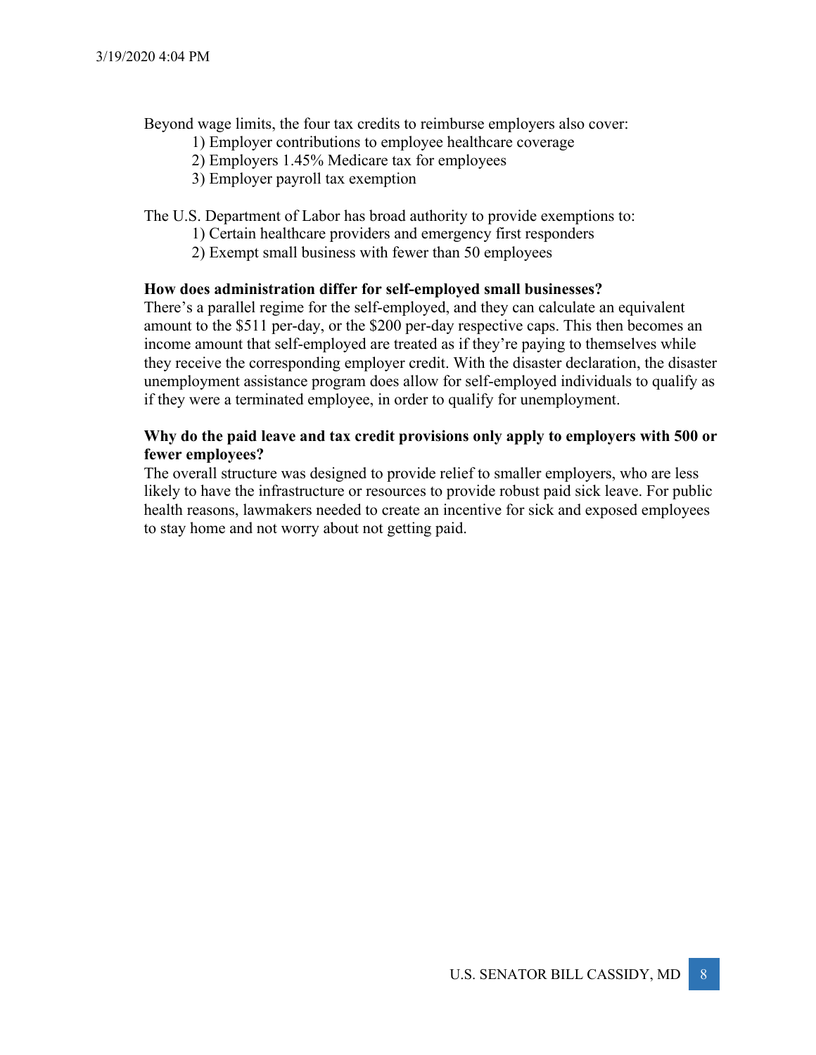Beyond wage limits, the four tax credits to reimburse employers also cover:

1) Employer contributions to employee healthcare coverage
2) Employers 1.45% Medicare tax for employees
3) Employer payroll tax exemption

The U.S. Department of Labor has broad authority to provide exemptions to:

1) Certain healthcare providers and emergency first responders
2) Exempt small business with fewer than 50 employees

**How does administration differ for self-employed small businesses?**

There's a parallel regime for the self-employed, and they can calculate an equivalent amount to the $511 per-day, or the $200 per-day respective caps. This then becomes an income amount that self-employed are treated as if they're paying to themselves while they receive the corresponding employer credit. With the disaster declaration, the disaster unemployment assistance program does allow for self-employed individuals to qualify as if they were a terminated employee, in order to qualify for unemployment.

**Why do the paid leave and tax credit provisions only apply to employers with 500 or fewer employees?**

The overall structure was designed to provide relief to smaller employers, who are less likely to have the infrastructure or resources to provide robust paid sick leave. For public health reasons, lawmakers needed to create an incentive for sick and exposed employees to stay home and not worry about not getting paid.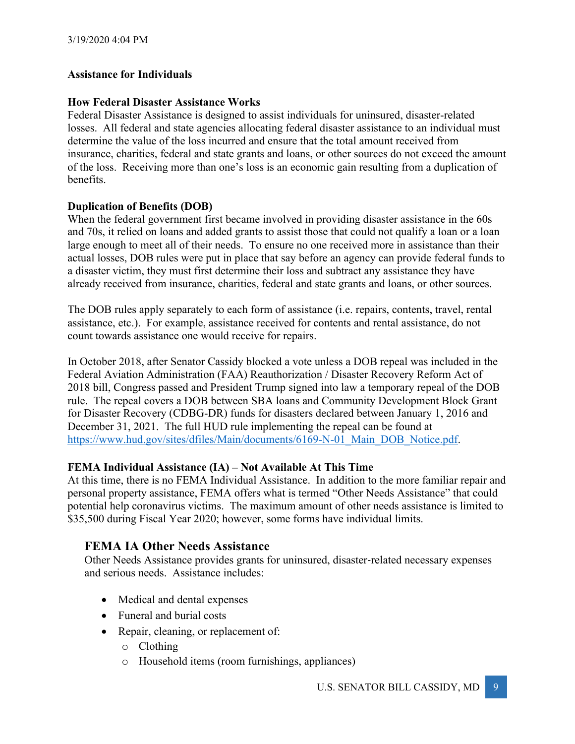**Assistance for Individuals**

**How Federal Disaster Assistance Works**

Federal Disaster Assistance is designed to assist individuals for uninsured, disaster-related losses. All federal and state agencies allocating federal disaster assistance to an individual must determine the value of the loss incurred and ensure that the total amount received from insurance, charities, federal and state grants and loans, or other sources do not exceed the amount of the loss. Receiving more than one's loss is an economic gain resulting from a duplication of benefits.

**Duplication of Benefits (DOB)**

When the federal government first became involved in providing disaster assistance in the 60s and 70s, it relied on loans and added grants to assist those that could not qualify a loan or a loan large enough to meet all of their needs. To ensure no one received more in assistance than their actual losses, DOB rules were put in place that say before an agency can provide federal funds to a disaster victim, they must first determine their loss and subtract any assistance they have already received from insurance, charities, federal and state grants and loans, or other sources.

The DOB rules apply separately to each form of assistance (i.e. repairs, contents, travel, rental assistance, etc.). For example, assistance received for contents and rental assistance, do not count towards assistance one would receive for repairs.

In October 2018, after Senator Cassidy blocked a vote unless a DOB repeal was included in the Federal Aviation Administration (FAA) Reauthorization / Disaster Recovery Reform Act of 2018 bill, Congress passed and President Trump signed into law a temporary repeal of the DOB rule. The repeal covers a DOB between SBA loans and Community Development Block Grant for Disaster Recovery (CDBG-DR) funds for disasters declared between January 1, 2016 and December 31, 2021. The full HUD rule implementing the repeal can be found at https://www.hud.gov/sites/dfiles/Main/documents/6169-N-01_Main_DOB_Notice.pdf.

**FEMA Individual Assistance (IA) – Not Available At This Time**

At this time, there is no FEMA Individual Assistance. In addition to the more familiar repair and personal property assistance, FEMA offers what is termed "Other Needs Assistance" that could potential help coronavirus victims. The maximum amount of other needs assistance is limited to $35,500 during Fiscal Year 2020; however, some forms have individual limits.

## FEMA IA Other Needs Assistance

Other Needs Assistance provides grants for uninsured, disaster-related necessary expenses and serious needs. Assistance includes:

- Medical and dental expenses
- Funeral and burial costs
- Repair, cleaning, or replacement of:
  - Clothing
  - Household items (room furnishings, appliances)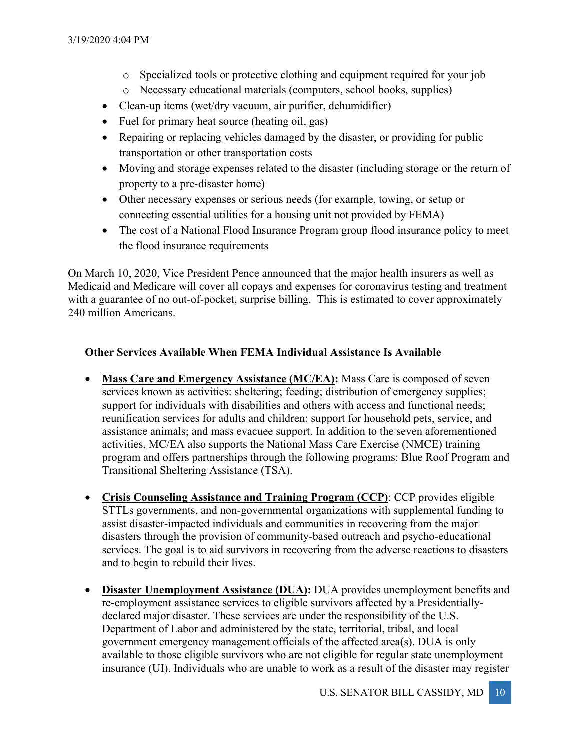- Specialized tools or protective clothing and equipment required for your job
  - Necessary educational materials (computers, school books, supplies)
- Clean-up items (wet/dry vacuum, air purifier, dehumidifier)
- Fuel for primary heat source (heating oil, gas)
- Repairing or replacing vehicles damaged by the disaster, or providing for public transportation or other transportation costs
- Moving and storage expenses related to the disaster (including storage or the return of property to a pre-disaster home)
- Other necessary expenses or serious needs (for example, towing, or setup or connecting essential utilities for a housing unit not provided by FEMA)
- The cost of a National Flood Insurance Program group flood insurance policy to meet the flood insurance requirements

On March 10, 2020, Vice President Pence announced that the major health insurers as well as Medicaid and Medicare will cover all copays and expenses for coronavirus testing and treatment with a guarantee of no out-of-pocket, surprise billing. This is estimated to cover approximately 240 million Americans.

**Other Services Available When FEMA Individual Assistance Is Available**

- **Mass Care and Emergency Assistance (MC/EA):** Mass Care is composed of seven services known as activities: sheltering; feeding; distribution of emergency supplies; support for individuals with disabilities and others with access and functional needs; reunification services for adults and children; support for household pets, service, and assistance animals; and mass evacuee support. In addition to the seven aforementioned activities, MC/EA also supports the National Mass Care Exercise (NMCE) training program and offers partnerships through the following programs: Blue Roof Program and Transitional Sheltering Assistance (TSA).

- **Crisis Counseling Assistance and Training Program (CCP)**: CCP provides eligible STTLs governments, and non-governmental organizations with supplemental funding to assist disaster-impacted individuals and communities in recovering from the major disasters through the provision of community-based outreach and psycho-educational services. The goal is to aid survivors in recovering from the adverse reactions to disasters and to begin to rebuild their lives.

- **Disaster Unemployment Assistance (DUA):** DUA provides unemployment benefits and re-employment assistance services to eligible survivors affected by a Presidentially-declared major disaster. These services are under the responsibility of the U.S. Department of Labor and administered by the state, territorial, tribal, and local government emergency management officials of the affected area(s). DUA is only available to those eligible survivors who are not eligible for regular state unemployment insurance (UI). Individuals who are unable to work as a result of the disaster may register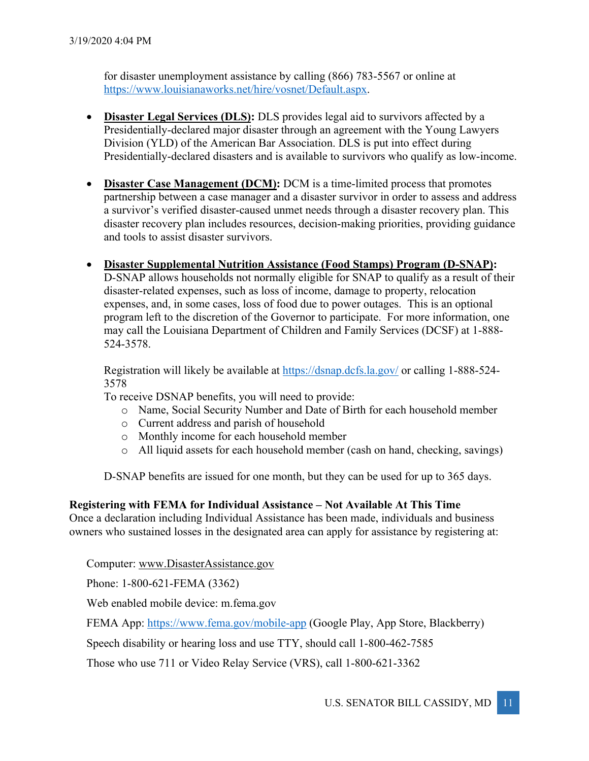for disaster unemployment assistance by calling (866) 783-5567 or online at https://www.louisianaworks.net/hire/vosnet/Default.aspx.

- **Disaster Legal Services (DLS):** DLS provides legal aid to survivors affected by a Presidentially-declared major disaster through an agreement with the Young Lawyers Division (YLD) of the American Bar Association. DLS is put into effect during Presidentially-declared disasters and is available to survivors who qualify as low-income.

- **Disaster Case Management (DCM):** DCM is a time-limited process that promotes partnership between a case manager and a disaster survivor in order to assess and address a survivor's verified disaster-caused unmet needs through a disaster recovery plan. This disaster recovery plan includes resources, decision-making priorities, providing guidance and tools to assist disaster survivors.

- **Disaster Supplemental Nutrition Assistance (Food Stamps) Program (D-SNAP):** D-SNAP allows households not normally eligible for SNAP to qualify as a result of their disaster-related expenses, such as loss of income, damage to property, relocation expenses, and, in some cases, loss of food due to power outages. This is an optional program left to the discretion of the Governor to participate. For more information, one may call the Louisiana Department of Children and Family Services (DCSF) at 1-888-524-3578.

  Registration will likely be available at https://dsnap.dcfs.la.gov/ or calling 1-888-524-3578
  To receive DSNAP benefits, you will need to provide:
  - Name, Social Security Number and Date of Birth for each household member
  - Current address and parish of household
  - Monthly income for each household member
  - All liquid assets for each household member (cash on hand, checking, savings)

  D-SNAP benefits are issued for one month, but they can be used for up to 365 days.

**Registering with FEMA for Individual Assistance – Not Available At This Time**
Once a declaration including Individual Assistance has been made, individuals and business owners who sustained losses in the designated area can apply for assistance by registering at:

Computer: www.DisasterAssistance.gov

Phone: 1-800-621-FEMA (3362)

Web enabled mobile device: m.fema.gov

FEMA App: https://www.fema.gov/mobile-app (Google Play, App Store, Blackberry)

Speech disability or hearing loss and use TTY, should call 1-800-462-7585

Those who use 711 or Video Relay Service (VRS), call 1-800-621-3362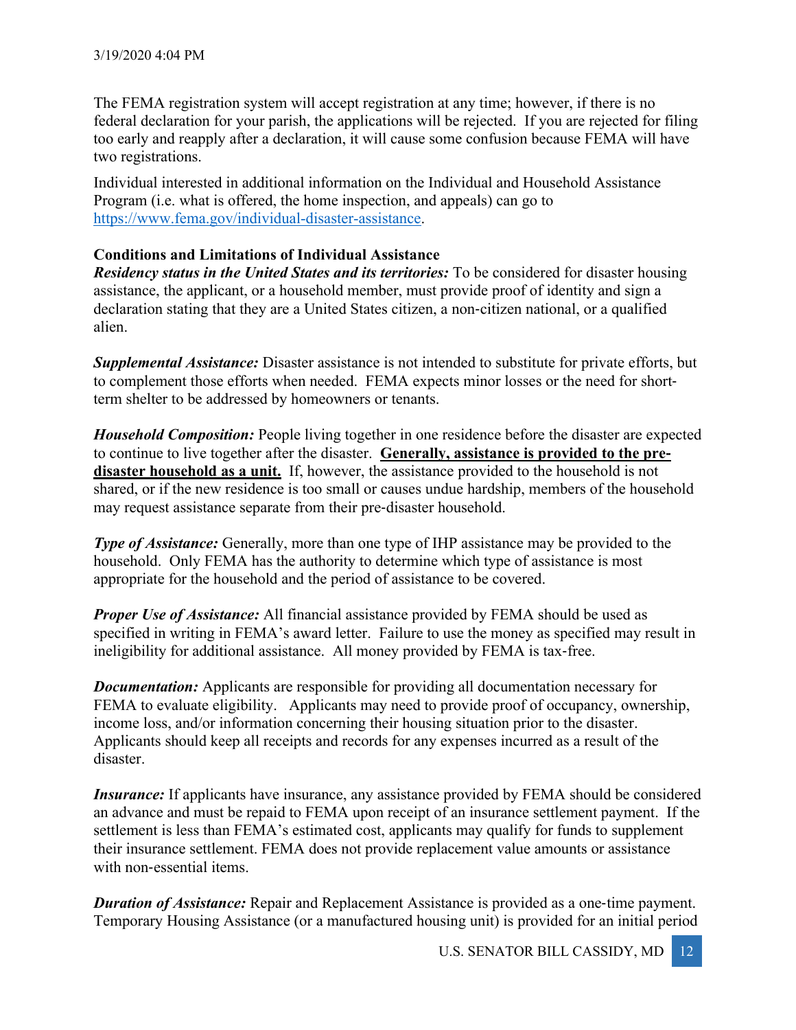The FEMA registration system will accept registration at any time; however, if there is no federal declaration for your parish, the applications will be rejected. If you are rejected for filing too early and reapply after a declaration, it will cause some confusion because FEMA will have two registrations.

Individual interested in additional information on the Individual and Household Assistance Program (i.e. what is offered, the home inspection, and appeals) can go to https://www.fema.gov/individual-disaster-assistance.

**Conditions and Limitations of Individual Assistance**

***Residency status in the United States and its territories:*** To be considered for disaster housing assistance, the applicant, or a household member, must provide proof of identity and sign a declaration stating that they are a United States citizen, a non-citizen national, or a qualified alien.

***Supplemental Assistance:*** Disaster assistance is not intended to substitute for private efforts, but to complement those efforts when needed. FEMA expects minor losses or the need for short-term shelter to be addressed by homeowners or tenants.

***Household Composition:*** People living together in one residence before the disaster are expected to continue to live together after the disaster. **Generally, assistance is provided to the pre-disaster household as a unit.** If, however, the assistance provided to the household is not shared, or if the new residence is too small or causes undue hardship, members of the household may request assistance separate from their pre-disaster household.

***Type of Assistance:*** Generally, more than one type of IHP assistance may be provided to the household. Only FEMA has the authority to determine which type of assistance is most appropriate for the household and the period of assistance to be covered.

***Proper Use of Assistance:*** All financial assistance provided by FEMA should be used as specified in writing in FEMA's award letter. Failure to use the money as specified may result in ineligibility for additional assistance. All money provided by FEMA is tax-free.

***Documentation:*** Applicants are responsible for providing all documentation necessary for FEMA to evaluate eligibility. Applicants may need to provide proof of occupancy, ownership, income loss, and/or information concerning their housing situation prior to the disaster. Applicants should keep all receipts and records for any expenses incurred as a result of the disaster.

***Insurance:*** If applicants have insurance, any assistance provided by FEMA should be considered an advance and must be repaid to FEMA upon receipt of an insurance settlement payment. If the settlement is less than FEMA's estimated cost, applicants may qualify for funds to supplement their insurance settlement. FEMA does not provide replacement value amounts or assistance with non-essential items.

***Duration of Assistance:*** Repair and Replacement Assistance is provided as a one-time payment. Temporary Housing Assistance (or a manufactured housing unit) is provided for an initial period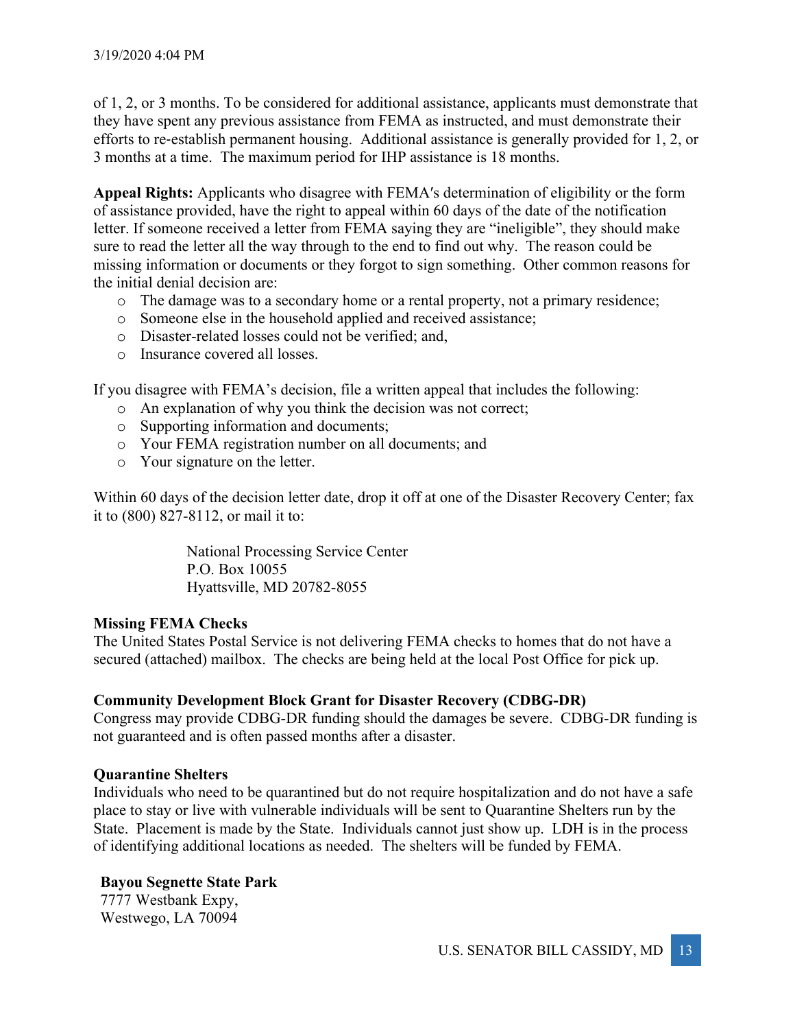of 1, 2, or 3 months. To be considered for additional assistance, applicants must demonstrate that they have spent any previous assistance from FEMA as instructed, and must demonstrate their efforts to re-establish permanent housing. Additional assistance is generally provided for 1, 2, or 3 months at a time. The maximum period for IHP assistance is 18 months.

**Appeal Rights:** Applicants who disagree with FEMA′s determination of eligibility or the form of assistance provided, have the right to appeal within 60 days of the date of the notification letter. If someone received a letter from FEMA saying they are "ineligible", they should make sure to read the letter all the way through to the end to find out why. The reason could be missing information or documents or they forgot to sign something. Other common reasons for the initial denial decision are:

- The damage was to a secondary home or a rental property, not a primary residence;
- Someone else in the household applied and received assistance;
- Disaster-related losses could not be verified; and,
- Insurance covered all losses.

If you disagree with FEMA's decision, file a written appeal that includes the following:

- An explanation of why you think the decision was not correct;
- Supporting information and documents;
- Your FEMA registration number on all documents; and
- Your signature on the letter.

Within 60 days of the decision letter date, drop it off at one of the Disaster Recovery Center; fax it to (800) 827-8112, or mail it to:

National Processing Service Center
P.O. Box 10055
Hyattsville, MD 20782-8055

**Missing FEMA Checks**
The United States Postal Service is not delivering FEMA checks to homes that do not have a secured (attached) mailbox. The checks are being held at the local Post Office for pick up.

**Community Development Block Grant for Disaster Recovery (CDBG-DR)**
Congress may provide CDBG-DR funding should the damages be severe. CDBG-DR funding is not guaranteed and is often passed months after a disaster.

**Quarantine Shelters**
Individuals who need to be quarantined but do not require hospitalization and do not have a safe place to stay or live with vulnerable individuals will be sent to Quarantine Shelters run by the State. Placement is made by the State. Individuals cannot just show up. LDH is in the process of identifying additional locations as needed. The shelters will be funded by FEMA.

**Bayou Segnette State Park**
7777 Westbank Expy,
Westwego, LA 70094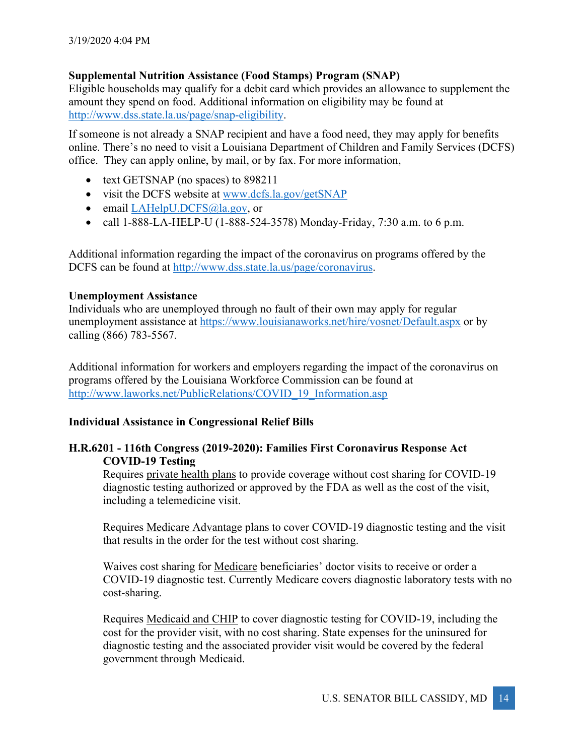**Supplemental Nutrition Assistance (Food Stamps) Program (SNAP)**
Eligible households may qualify for a debit card which provides an allowance to supplement the amount they spend on food. Additional information on eligibility may be found at http://www.dss.state.la.us/page/snap-eligibility.

If someone is not already a SNAP recipient and have a food need, they may apply for benefits online. There's no need to visit a Louisiana Department of Children and Family Services (DCFS) office. They can apply online, by mail, or by fax. For more information,

- text GETSNAP (no spaces) to 898211
- visit the DCFS website at www.dcfs.la.gov/getSNAP
- email LAHelpU.DCFS@la.gov, or
- call 1-888-LA-HELP-U (1-888-524-3578) Monday-Friday, 7:30 a.m. to 6 p.m.

Additional information regarding the impact of the coronavirus on programs offered by the DCFS can be found at http://www.dss.state.la.us/page/coronavirus.

**Unemployment Assistance**
Individuals who are unemployed through no fault of their own may apply for regular unemployment assistance at https://www.louisianaworks.net/hire/vosnet/Default.aspx or by calling (866) 783-5567.

Additional information for workers and employers regarding the impact of the coronavirus on programs offered by the Louisiana Workforce Commission can be found at http://www.laworks.net/PublicRelations/COVID_19_Information.asp

**Individual Assistance in Congressional Relief Bills**

**H.R.6201 - 116th Congress (2019-2020): Families First Coronavirus Response Act**

**COVID-19 Testing**

Requires private health plans to provide coverage without cost sharing for COVID-19 diagnostic testing authorized or approved by the FDA as well as the cost of the visit, including a telemedicine visit.

Requires Medicare Advantage plans to cover COVID-19 diagnostic testing and the visit that results in the order for the test without cost sharing.

Waives cost sharing for Medicare beneficiaries' doctor visits to receive or order a COVID-19 diagnostic test. Currently Medicare covers diagnostic laboratory tests with no cost-sharing.

Requires Medicaid and CHIP to cover diagnostic testing for COVID-19, including the cost for the provider visit, with no cost sharing. State expenses for the uninsured for diagnostic testing and the associated provider visit would be covered by the federal government through Medicaid.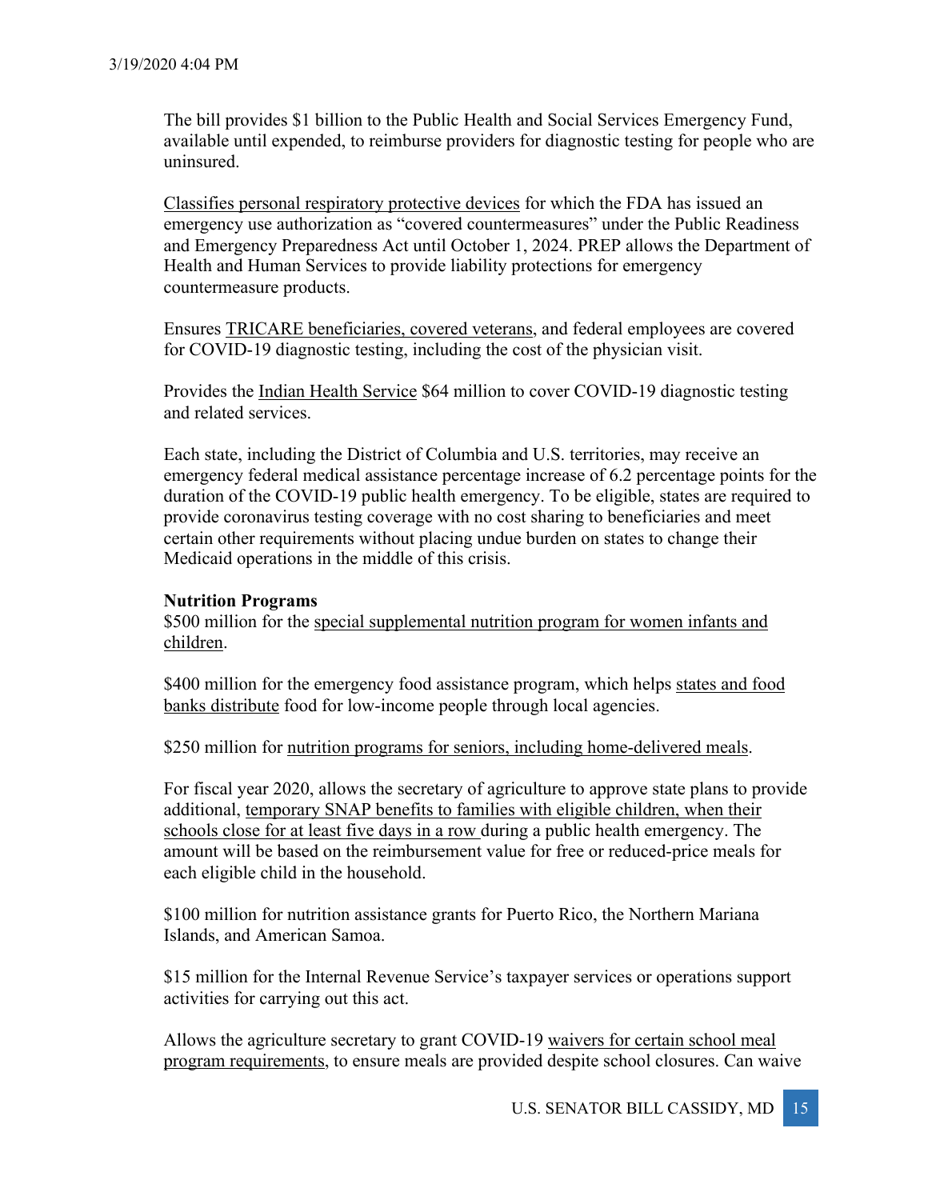The bill provides $1 billion to the Public Health and Social Services Emergency Fund, available until expended, to reimburse providers for diagnostic testing for people who are uninsured.

Classifies personal respiratory protective devices for which the FDA has issued an emergency use authorization as "covered countermeasures" under the Public Readiness and Emergency Preparedness Act until October 1, 2024. PREP allows the Department of Health and Human Services to provide liability protections for emergency countermeasure products.

Ensures TRICARE beneficiaries, covered veterans, and federal employees are covered for COVID-19 diagnostic testing, including the cost of the physician visit.

Provides the Indian Health Service $64 million to cover COVID-19 diagnostic testing and related services.

Each state, including the District of Columbia and U.S. territories, may receive an emergency federal medical assistance percentage increase of 6.2 percentage points for the duration of the COVID-19 public health emergency. To be eligible, states are required to provide coronavirus testing coverage with no cost sharing to beneficiaries and meet certain other requirements without placing undue burden on states to change their Medicaid operations in the middle of this crisis.

**Nutrition Programs**

$500 million for the special supplemental nutrition program for women infants and children.

$400 million for the emergency food assistance program, which helps states and food banks distribute food for low-income people through local agencies.

$250 million for nutrition programs for seniors, including home-delivered meals.

For fiscal year 2020, allows the secretary of agriculture to approve state plans to provide additional, temporary SNAP benefits to families with eligible children, when their schools close for at least five days in a row during a public health emergency. The amount will be based on the reimbursement value for free or reduced-price meals for each eligible child in the household.

$100 million for nutrition assistance grants for Puerto Rico, the Northern Mariana Islands, and American Samoa.

$15 million for the Internal Revenue Service's taxpayer services or operations support activities for carrying out this act.

Allows the agriculture secretary to grant COVID-19 waivers for certain school meal program requirements, to ensure meals are provided despite school closures. Can waive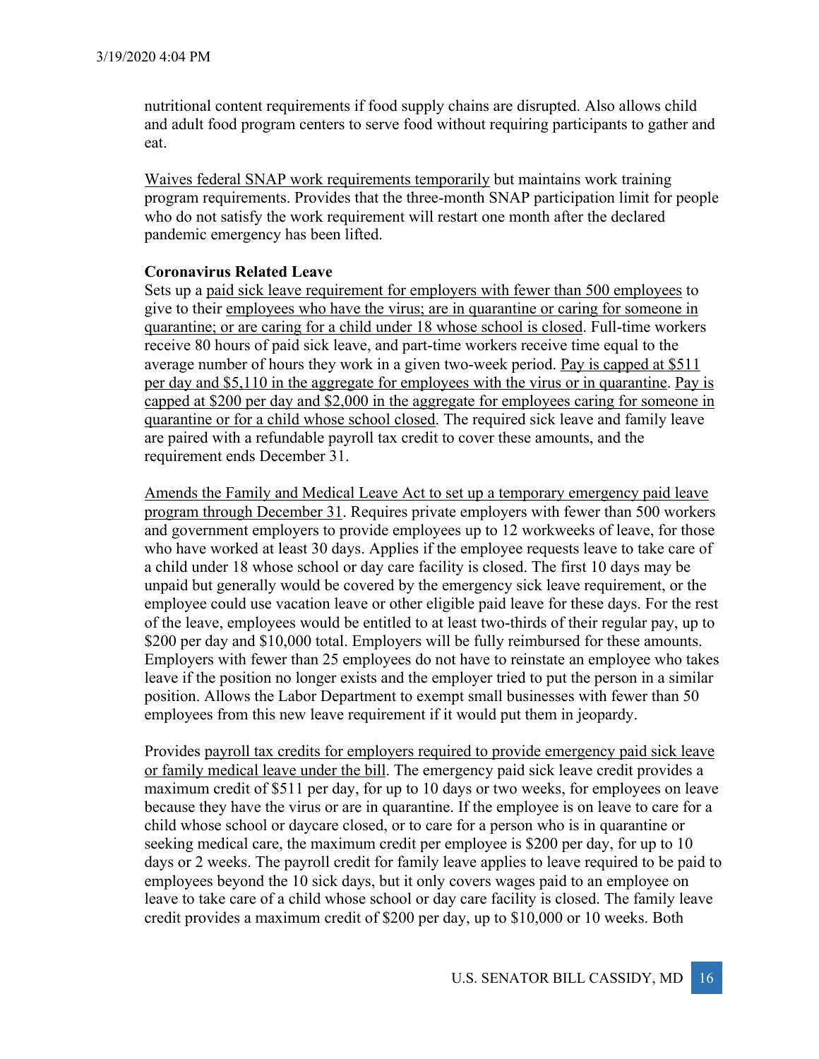nutritional content requirements if food supply chains are disrupted. Also allows child and adult food program centers to serve food without requiring participants to gather and eat.

Waives federal SNAP work requirements temporarily but maintains work training program requirements. Provides that the three-month SNAP participation limit for people who do not satisfy the work requirement will restart one month after the declared pandemic emergency has been lifted.

**Coronavirus Related Leave**

Sets up a paid sick leave requirement for employers with fewer than 500 employees to give to their employees who have the virus; are in quarantine or caring for someone in quarantine; or are caring for a child under 18 whose school is closed. Full-time workers receive 80 hours of paid sick leave, and part-time workers receive time equal to the average number of hours they work in a given two-week period. Pay is capped at $511 per day and $5,110 in the aggregate for employees with the virus or in quarantine. Pay is capped at $200 per day and $2,000 in the aggregate for employees caring for someone in quarantine or for a child whose school closed. The required sick leave and family leave are paired with a refundable payroll tax credit to cover these amounts, and the requirement ends December 31.

Amends the Family and Medical Leave Act to set up a temporary emergency paid leave program through December 31. Requires private employers with fewer than 500 workers and government employers to provide employees up to 12 workweeks of leave, for those who have worked at least 30 days. Applies if the employee requests leave to take care of a child under 18 whose school or day care facility is closed. The first 10 days may be unpaid but generally would be covered by the emergency sick leave requirement, or the employee could use vacation leave or other eligible paid leave for these days. For the rest of the leave, employees would be entitled to at least two-thirds of their regular pay, up to $200 per day and $10,000 total. Employers will be fully reimbursed for these amounts. Employers with fewer than 25 employees do not have to reinstate an employee who takes leave if the position no longer exists and the employer tried to put the person in a similar position. Allows the Labor Department to exempt small businesses with fewer than 50 employees from this new leave requirement if it would put them in jeopardy.

Provides payroll tax credits for employers required to provide emergency paid sick leave or family medical leave under the bill. The emergency paid sick leave credit provides a maximum credit of $511 per day, for up to 10 days or two weeks, for employees on leave because they have the virus or are in quarantine. If the employee is on leave to care for a child whose school or daycare closed, or to care for a person who is in quarantine or seeking medical care, the maximum credit per employee is $200 per day, for up to 10 days or 2 weeks. The payroll credit for family leave applies to leave required to be paid to employees beyond the 10 sick days, but it only covers wages paid to an employee on leave to take care of a child whose school or day care facility is closed. The family leave credit provides a maximum credit of $200 per day, up to $10,000 or 10 weeks. Both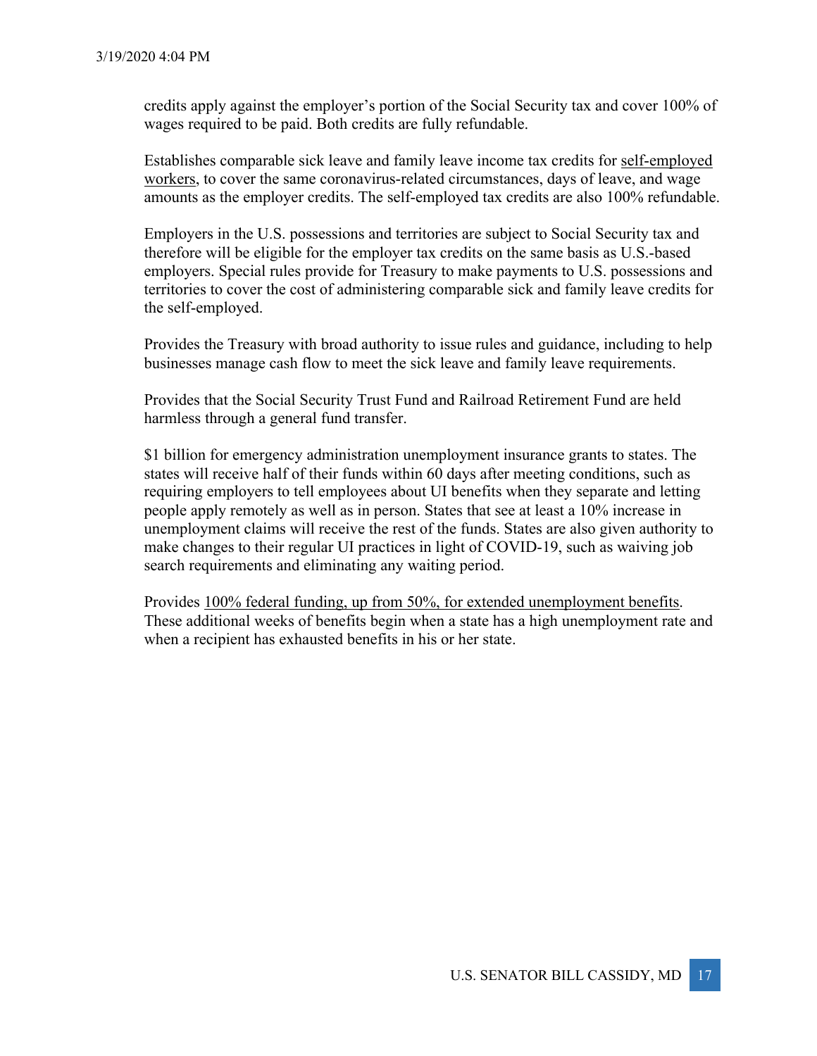credits apply against the employer's portion of the Social Security tax and cover 100% of wages required to be paid. Both credits are fully refundable.

Establishes comparable sick leave and family leave income tax credits for self-employed workers, to cover the same coronavirus-related circumstances, days of leave, and wage amounts as the employer credits. The self-employed tax credits are also 100% refundable.

Employers in the U.S. possessions and territories are subject to Social Security tax and therefore will be eligible for the employer tax credits on the same basis as U.S.-based employers. Special rules provide for Treasury to make payments to U.S. possessions and territories to cover the cost of administering comparable sick and family leave credits for the self-employed.

Provides the Treasury with broad authority to issue rules and guidance, including to help businesses manage cash flow to meet the sick leave and family leave requirements.

Provides that the Social Security Trust Fund and Railroad Retirement Fund are held harmless through a general fund transfer.

$1 billion for emergency administration unemployment insurance grants to states. The states will receive half of their funds within 60 days after meeting conditions, such as requiring employers to tell employees about UI benefits when they separate and letting people apply remotely as well as in person. States that see at least a 10% increase in unemployment claims will receive the rest of the funds. States are also given authority to make changes to their regular UI practices in light of COVID-19, such as waiving job search requirements and eliminating any waiting period.

Provides 100% federal funding, up from 50%, for extended unemployment benefits. These additional weeks of benefits begin when a state has a high unemployment rate and when a recipient has exhausted benefits in his or her state.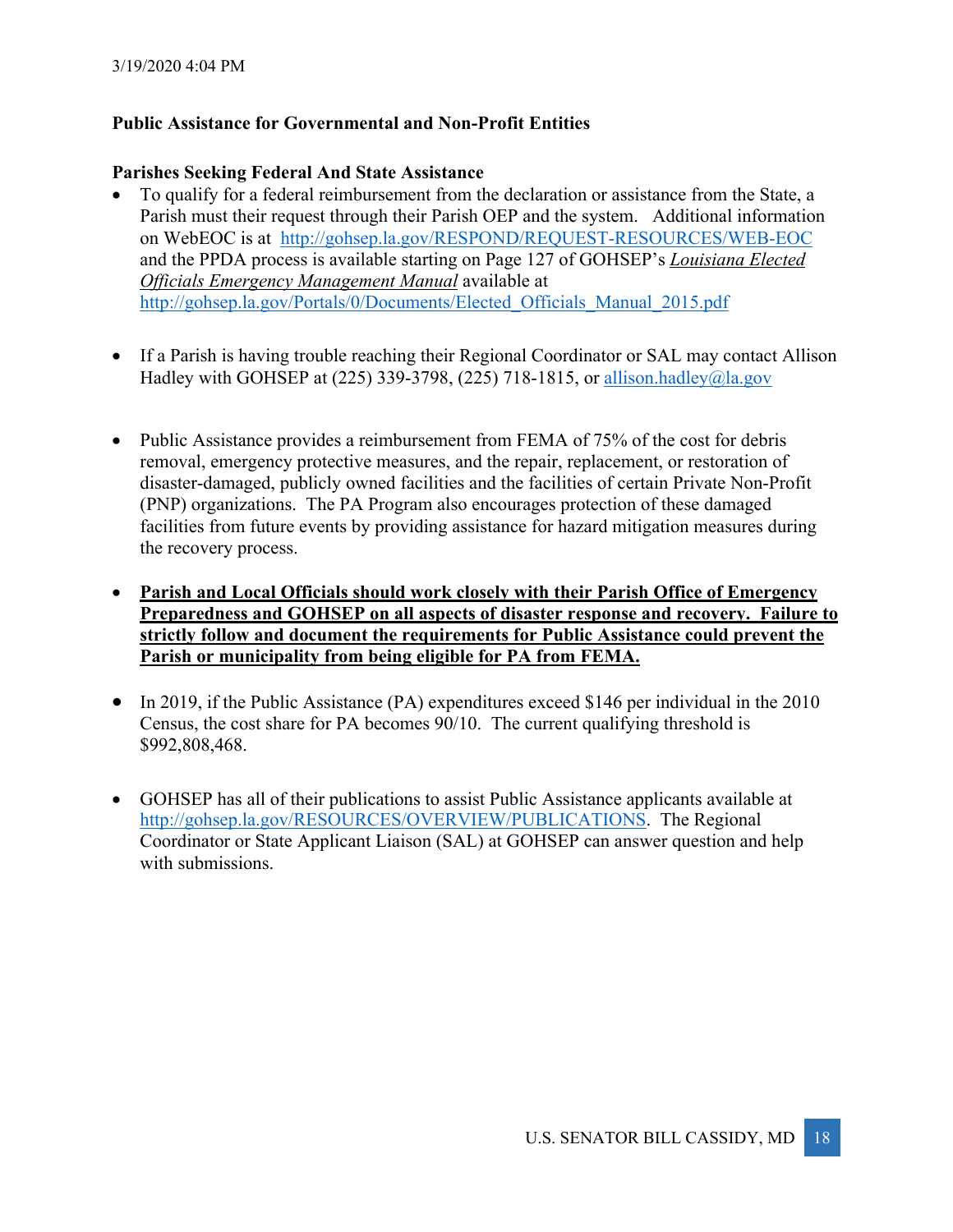3/19/2020 4:04 PM

**Public Assistance for Governmental and Non-Profit Entities**

**Parishes Seeking Federal And State Assistance**

- To qualify for a federal reimbursement from the declaration or assistance from the State, a Parish must their request through their Parish OEP and the system. Additional information on WebEOC is at http://gohsep.la.gov/RESPOND/REQUEST-RESOURCES/WEB-EOC and the PPDA process is available starting on Page 127 of GOHSEP's ***Louisiana Elected Officials Emergency Management Manual*** available at http://gohsep.la.gov/Portals/0/Documents/Elected_Officials_Manual_2015.pdf

- If a Parish is having trouble reaching their Regional Coordinator or SAL may contact Allison Hadley with GOHSEP at (225) 339-3798, (225) 718-1815, or allison.hadley@la.gov

- Public Assistance provides a reimbursement from FEMA of 75% of the cost for debris removal, emergency protective measures, and the repair, replacement, or restoration of disaster-damaged, publicly owned facilities and the facilities of certain Private Non-Profit (PNP) organizations. The PA Program also encourages protection of these damaged facilities from future events by providing assistance for hazard mitigation measures during the recovery process.

- **Parish and Local Officials should work closely with their Parish Office of Emergency Preparedness and GOHSEP on all aspects of disaster response and recovery. Failure to strictly follow and document the requirements for Public Assistance could prevent the Parish or municipality from being eligible for PA from FEMA.**

- In 2019, if the Public Assistance (PA) expenditures exceed $146 per individual in the 2010 Census, the cost share for PA becomes 90/10. The current qualifying threshold is $992,808,468.

- GOHSEP has all of their publications to assist Public Assistance applicants available at http://gohsep.la.gov/RESOURCES/OVERVIEW/PUBLICATIONS. The Regional Coordinator or State Applicant Liaison (SAL) at GOHSEP can answer question and help with submissions.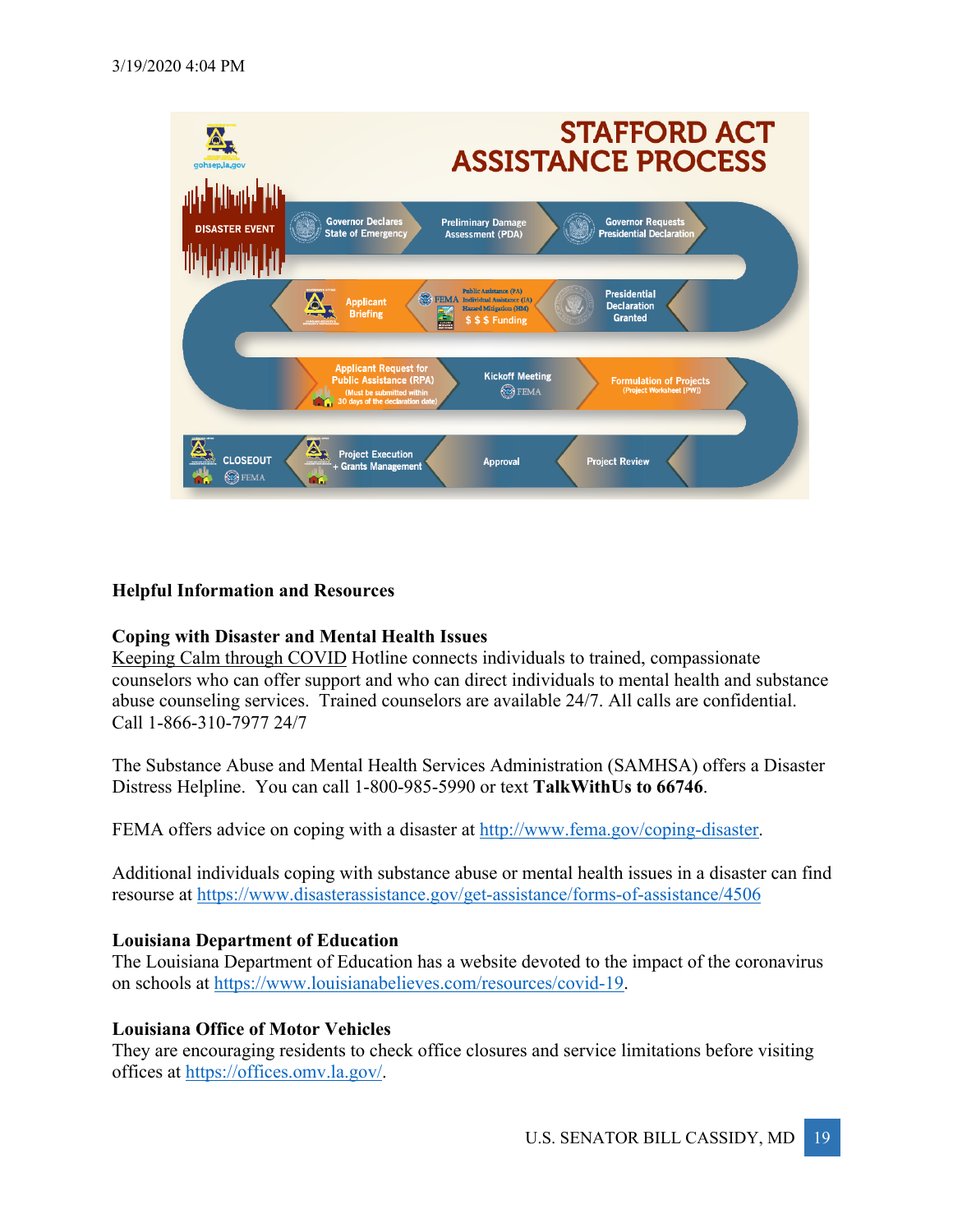## STAFFORD ACT ASSISTANCE PROCESS

gohsep.la.gov

1. DISASTER EVENT
2. Governor Declares State of Emergency
3. Preliminary Damage Assessment (PDA)
4. Governor Requests Presidential Declaration
5. Presidential Declaration Granted
6. FEMA Public Assistance (PA) Individual Assistance (IA) Hazard Mitigation (HM) $ $ $ Funding
7. Applicant Briefing
8. Applicant Request for Public Assistance (RPA) (Must be submitted within 30 days of the declaration date)
9. Kickoff Meeting FEMA
10. Formulation of Projects (Project Worksheet [PW])
11. Project Review
12. Approval
13. Project Execution + Grants Management
14. CLOSEOUT FEMA

**Helpful Information and Resources**

**Coping with Disaster and Mental Health Issues**
Keeping Calm through COVID Hotline connects individuals to trained, compassionate counselors who can offer support and who can direct individuals to mental health and substance abuse counseling services. Trained counselors are available 24/7. All calls are confidential. Call 1-866-310-7977 24/7

The Substance Abuse and Mental Health Services Administration (SAMHSA) offers a Disaster Distress Helpline. You can call 1-800-985-5990 or text **TalkWithUs to 66746**.

FEMA offers advice on coping with a disaster at http://www.fema.gov/coping-disaster.

Additional individuals coping with substance abuse or mental health issues in a disaster can find resourse at https://www.disasterassistance.gov/get-assistance/forms-of-assistance/4506

**Louisiana Department of Education**
The Louisiana Department of Education has a website devoted to the impact of the coronavirus on schools at https://www.louisianabelieves.com/resources/covid-19.

**Louisiana Office of Motor Vehicles**
They are encouraging residents to check office closures and service limitations before visiting offices at https://offices.omv.la.gov/.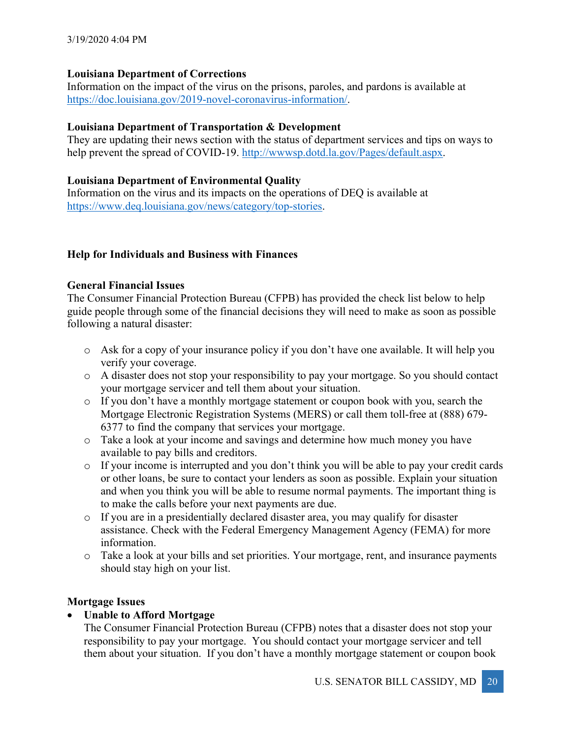**Louisiana Department of Corrections**
Information on the impact of the virus on the prisons, paroles, and pardons is available at https://doc.louisiana.gov/2019-novel-coronavirus-information/.

**Louisiana Department of Transportation & Development**
They are updating their news section with the status of department services and tips on ways to help prevent the spread of COVID-19. http://wwwsp.dotd.la.gov/Pages/default.aspx.

**Louisiana Department of Environmental Quality**
Information on the virus and its impacts on the operations of DEQ is available at https://www.deq.louisiana.gov/news/category/top-stories.

## Help for Individuals and Business with Finances

**General Financial Issues**
The Consumer Financial Protection Bureau (CFPB) has provided the check list below to help guide people through some of the financial decisions they will need to make as soon as possible following a natural disaster:

- Ask for a copy of your insurance policy if you don't have one available. It will help you verify your coverage.
- A disaster does not stop your responsibility to pay your mortgage. So you should contact your mortgage servicer and tell them about your situation.
- If you don't have a monthly mortgage statement or coupon book with you, search the Mortgage Electronic Registration Systems (MERS) or call them toll-free at (888) 679-6377 to find the company that services your mortgage.
- Take a look at your income and savings and determine how much money you have available to pay bills and creditors.
- If your income is interrupted and you don't think you will be able to pay your credit cards or other loans, be sure to contact your lenders as soon as possible. Explain your situation and when you think you will be able to resume normal payments. The important thing is to make the calls before your next payments are due.
- If you are in a presidentially declared disaster area, you may qualify for disaster assistance. Check with the Federal Emergency Management Agency (FEMA) for more information.
- Take a look at your bills and set priorities. Your mortgage, rent, and insurance payments should stay high on your list.

**Mortgage Issues**

- **Unable to Afford Mortgage**
  The Consumer Financial Protection Bureau (CFPB) notes that a disaster does not stop your responsibility to pay your mortgage. You should contact your mortgage servicer and tell them about your situation. If you don't have a monthly mortgage statement or coupon book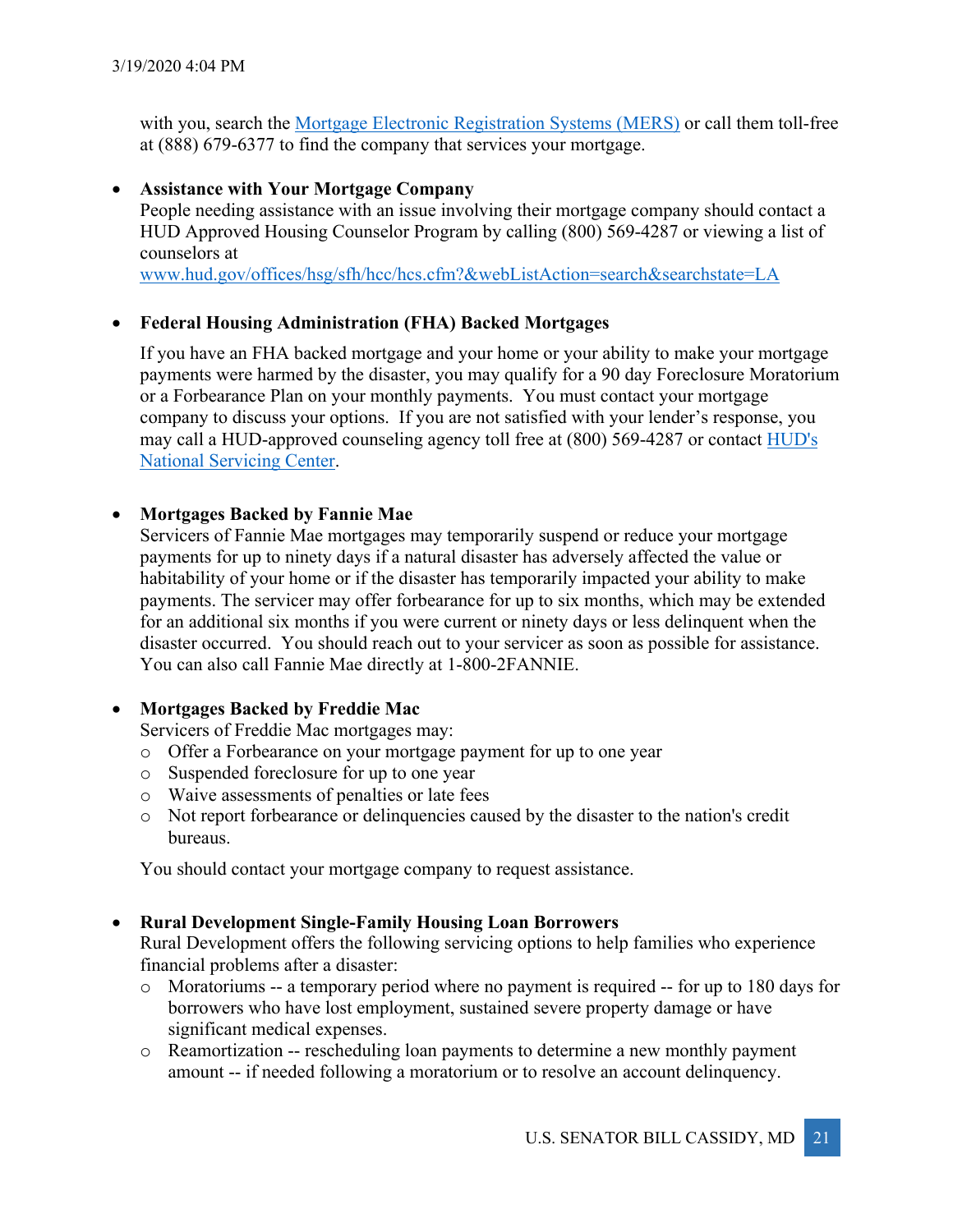with you, search the [Mortgage Electronic Registration Systems (MERS)]() or call them toll-free at (888) 679-6377 to find the company that services your mortgage.

- **Assistance with Your Mortgage Company**
  People needing assistance with an issue involving their mortgage company should contact a HUD Approved Housing Counselor Program by calling (800) 569-4287 or viewing a list of counselors at
  [www.hud.gov/offices/hsg/sfh/hcc/hcs.cfm?&webListAction=search&searchstate=LA]()

- **Federal Housing Administration (FHA) Backed Mortgages**

  If you have an FHA backed mortgage and your home or your ability to make your mortgage payments were harmed by the disaster, you may qualify for a 90 day Foreclosure Moratorium or a Forbearance Plan on your monthly payments. You must contact your mortgage company to discuss your options. If you are not satisfied with your lender's response, you may call a HUD-approved counseling agency toll free at (800) 569-4287 or contact [HUD's National Servicing Center]().

- **Mortgages Backed by Fannie Mae**
  Servicers of Fannie Mae mortgages may temporarily suspend or reduce your mortgage payments for up to ninety days if a natural disaster has adversely affected the value or habitability of your home or if the disaster has temporarily impacted your ability to make payments. The servicer may offer forbearance for up to six months, which may be extended for an additional six months if you were current or ninety days or less delinquent when the disaster occurred. You should reach out to your servicer as soon as possible for assistance. You can also call Fannie Mae directly at 1-800-2FANNIE.

- **Mortgages Backed by Freddie Mac**
  Servicers of Freddie Mac mortgages may:
  - Offer a Forbearance on your mortgage payment for up to one year
  - Suspended foreclosure for up to one year
  - Waive assessments of penalties or late fees
  - Not report forbearance or delinquencies caused by the disaster to the nation's credit bureaus.

  You should contact your mortgage company to request assistance.

- **Rural Development Single-Family Housing Loan Borrowers**
  Rural Development offers the following servicing options to help families who experience financial problems after a disaster:
  - Moratoriums -- a temporary period where no payment is required -- for up to 180 days for borrowers who have lost employment, sustained severe property damage or have significant medical expenses.
  - Reamortization -- rescheduling loan payments to determine a new monthly payment amount -- if needed following a moratorium or to resolve an account delinquency.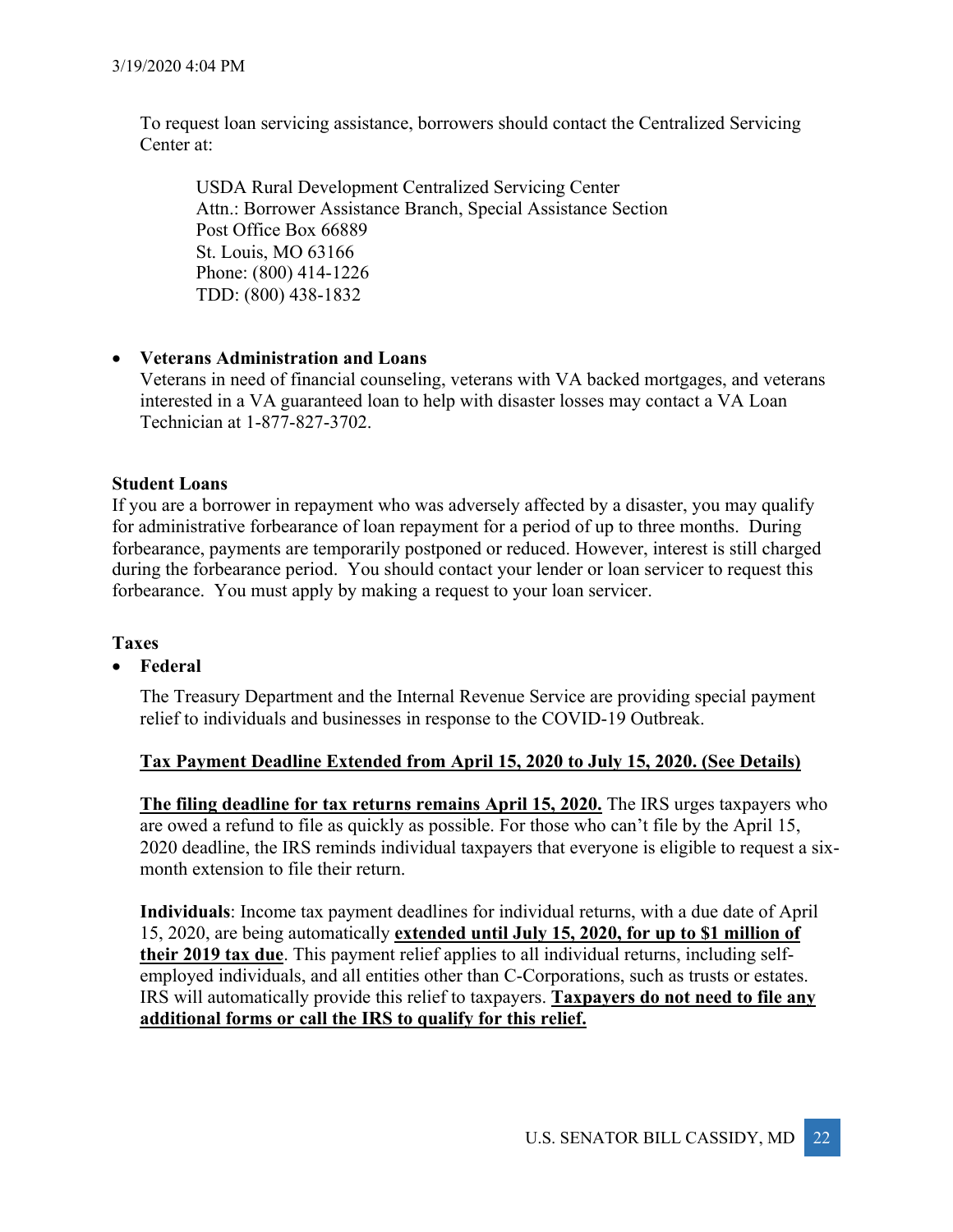To request loan servicing assistance, borrowers should contact the Centralized Servicing Center at:

USDA Rural Development Centralized Servicing Center
Attn.: Borrower Assistance Branch, Special Assistance Section
Post Office Box 66889
St. Louis, MO 63166
Phone: (800) 414-1226
TDD: (800) 438-1832

- **Veterans Administration and Loans**
  Veterans in need of financial counseling, veterans with VA backed mortgages, and veterans interested in a VA guaranteed loan to help with disaster losses may contact a VA Loan Technician at 1-877-827-3702.

**Student Loans**
If you are a borrower in repayment who was adversely affected by a disaster, you may qualify for administrative forbearance of loan repayment for a period of up to three months. During forbearance, payments are temporarily postponed or reduced. However, interest is still charged during the forbearance period. You should contact your lender or loan servicer to request this forbearance. You must apply by making a request to your loan servicer.

**Taxes**

- **Federal**

  The Treasury Department and the Internal Revenue Service are providing special payment relief to individuals and businesses in response to the COVID-19 Outbreak.

  **<u>Tax Payment Deadline Extended from April 15, 2020 to July 15, 2020. (See Details)</u>**

  **<u>The filing deadline for tax returns remains April 15, 2020.</u>** The IRS urges taxpayers who are owed a refund to file as quickly as possible. For those who can't file by the April 15, 2020 deadline, the IRS reminds individual taxpayers that everyone is eligible to request a six-month extension to file their return.

  **Individuals**: Income tax payment deadlines for individual returns, with a due date of April 15, 2020, are being automatically **<u>extended until July 15, 2020, for up to $1 million of their 2019 tax due</u>**. This payment relief applies to all individual returns, including self-employed individuals, and all entities other than C-Corporations, such as trusts or estates. IRS will automatically provide this relief to taxpayers. **<u>Taxpayers do not need to file any additional forms or call the IRS to qualify for this relief.</u>**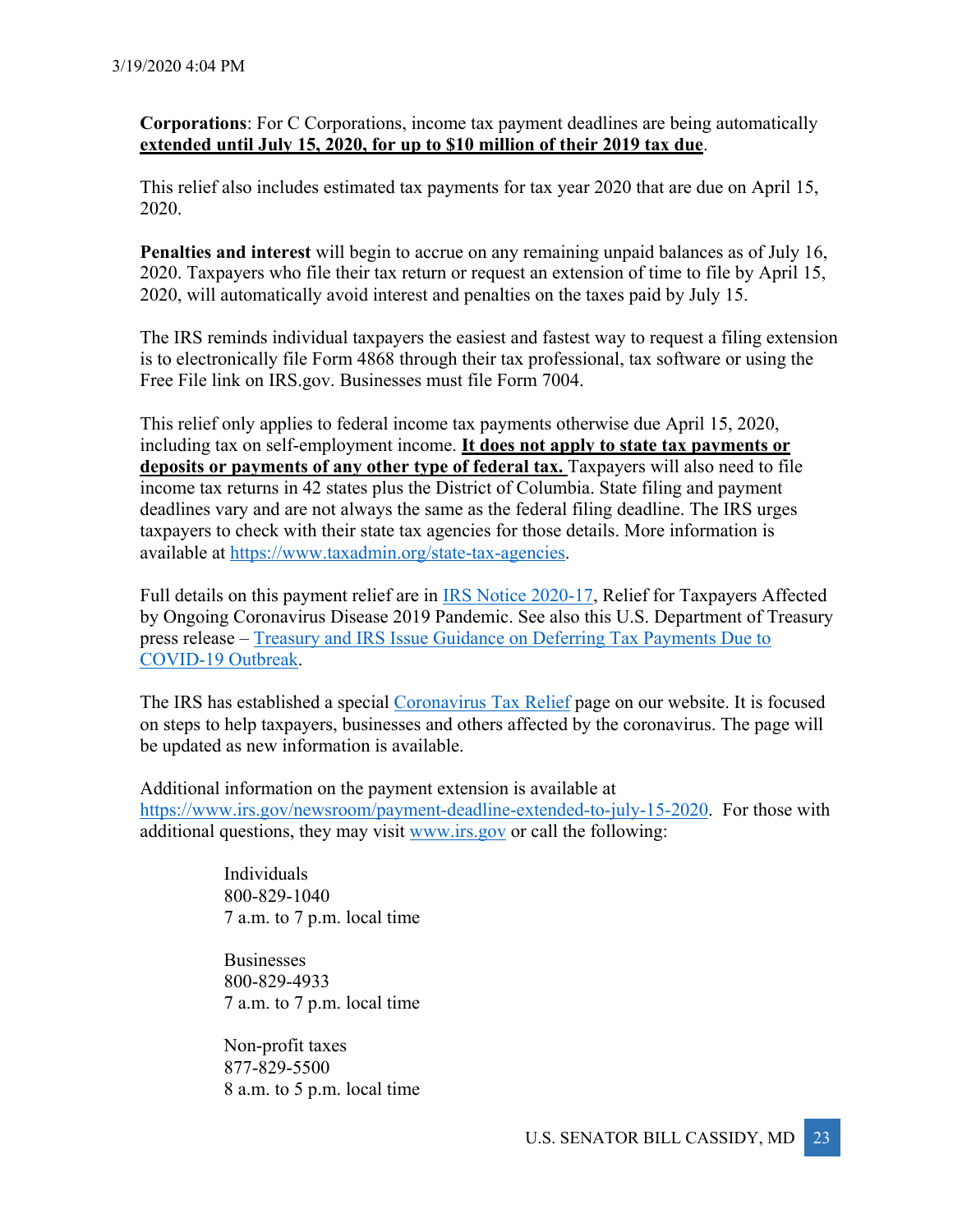**Corporations**: For C Corporations, income tax payment deadlines are being automatically **extended until July 15, 2020, for up to $10 million of their 2019 tax due**.

This relief also includes estimated tax payments for tax year 2020 that are due on April 15, 2020.

**Penalties and interest** will begin to accrue on any remaining unpaid balances as of July 16, 2020. Taxpayers who file their tax return or request an extension of time to file by April 15, 2020, will automatically avoid interest and penalties on the taxes paid by July 15.

The IRS reminds individual taxpayers the easiest and fastest way to request a filing extension is to electronically file Form 4868 through their tax professional, tax software or using the Free File link on IRS.gov. Businesses must file Form 7004.

This relief only applies to federal income tax payments otherwise due April 15, 2020, including tax on self-employment income. **It does not apply to state tax payments or deposits or payments of any other type of federal tax.** Taxpayers will also need to file income tax returns in 42 states plus the District of Columbia. State filing and payment deadlines vary and are not always the same as the federal filing deadline. The IRS urges taxpayers to check with their state tax agencies for those details. More information is available at https://www.taxadmin.org/state-tax-agencies.

Full details on this payment relief are in IRS Notice 2020-17, Relief for Taxpayers Affected by Ongoing Coronavirus Disease 2019 Pandemic. See also this U.S. Department of Treasury press release – Treasury and IRS Issue Guidance on Deferring Tax Payments Due to COVID-19 Outbreak.

The IRS has established a special Coronavirus Tax Relief page on our website. It is focused on steps to help taxpayers, businesses and others affected by the coronavirus. The page will be updated as new information is available.

Additional information on the payment extension is available at https://www.irs.gov/newsroom/payment-deadline-extended-to-july-15-2020. For those with additional questions, they may visit www.irs.gov or call the following:

Individuals
800-829-1040
7 a.m. to 7 p.m. local time

Businesses
800-829-4933
7 a.m. to 7 p.m. local time

Non-profit taxes
877-829-5500
8 a.m. to 5 p.m. local time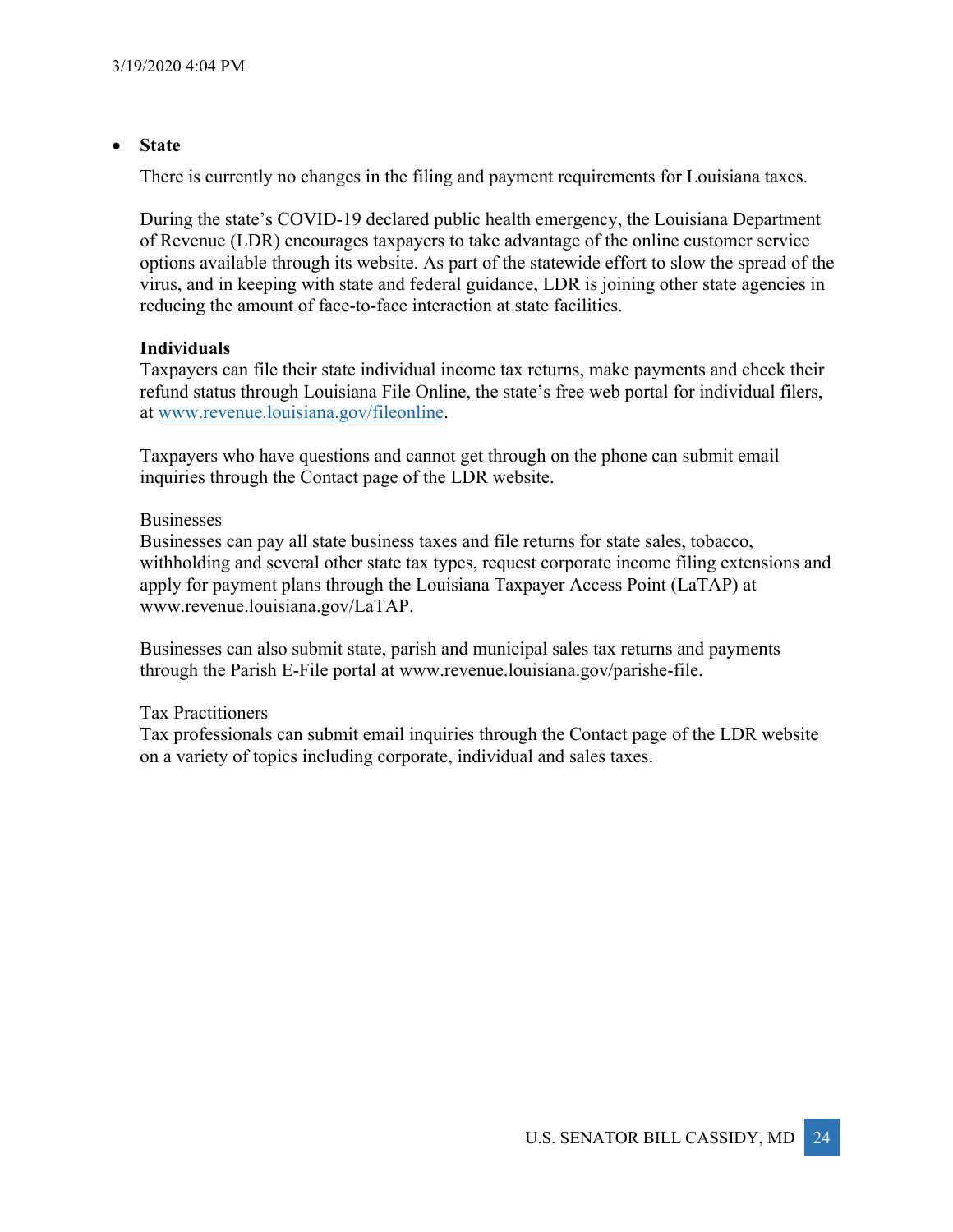- **State**

  There is currently no changes in the filing and payment requirements for Louisiana taxes.

  During the state's COVID-19 declared public health emergency, the Louisiana Department of Revenue (LDR) encourages taxpayers to take advantage of the online customer service options available through its website. As part of the statewide effort to slow the spread of the virus, and in keeping with state and federal guidance, LDR is joining other state agencies in reducing the amount of face-to-face interaction at state facilities.

  **Individuals**
  Taxpayers can file their state individual income tax returns, make payments and check their refund status through Louisiana File Online, the state's free web portal for individual filers, at [www.revenue.louisiana.gov/fileonline](www.revenue.louisiana.gov/fileonline).

  Taxpayers who have questions and cannot get through on the phone can submit email inquiries through the Contact page of the LDR website.

  Businesses
  Businesses can pay all state business taxes and file returns for state sales, tobacco, withholding and several other state tax types, request corporate income filing extensions and apply for payment plans through the Louisiana Taxpayer Access Point (LaTAP) at www.revenue.louisiana.gov/LaTAP.

  Businesses can also submit state, parish and municipal sales tax returns and payments through the Parish E-File portal at www.revenue.louisiana.gov/parishe-file.

  Tax Practitioners
  Tax professionals can submit email inquiries through the Contact page of the LDR website on a variety of topics including corporate, individual and sales taxes.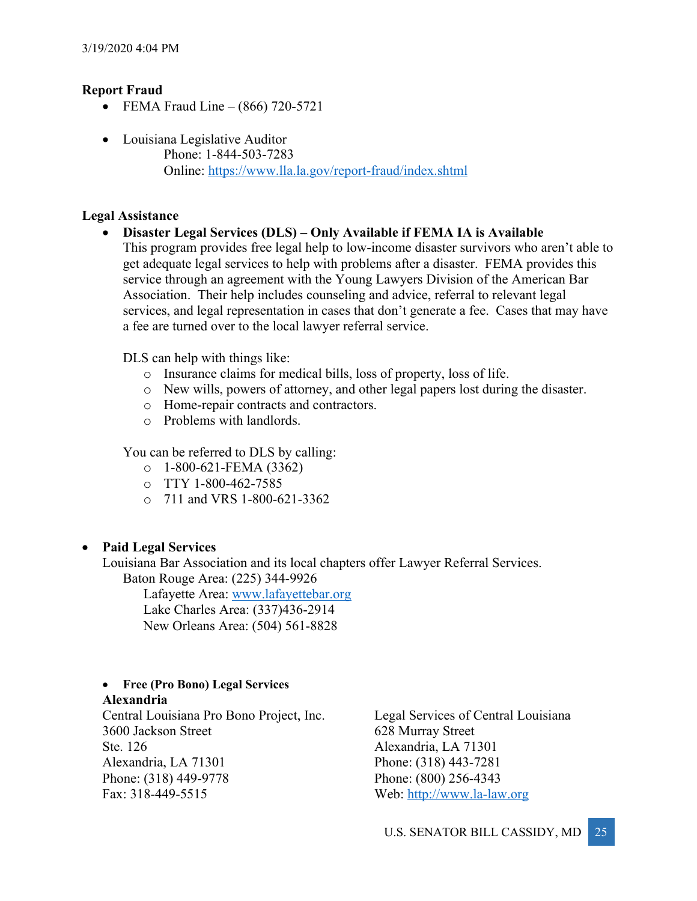**Report Fraud**

- FEMA Fraud Line – (866) 720-5721

- Louisiana Legislative Auditor
  Phone: 1-844-503-7283
  Online: https://www.lla.la.gov/report-fraud/index.shtml

**Legal Assistance**

- **Disaster Legal Services (DLS) – Only Available if FEMA IA is Available**
  This program provides free legal help to low-income disaster survivors who aren't able to get adequate legal services to help with problems after a disaster. FEMA provides this service through an agreement with the Young Lawyers Division of the American Bar Association. Their help includes counseling and advice, referral to relevant legal services, and legal representation in cases that don't generate a fee. Cases that may have a fee are turned over to the local lawyer referral service.

  DLS can help with things like:
  - Insurance claims for medical bills, loss of property, loss of life.
  - New wills, powers of attorney, and other legal papers lost during the disaster.
  - Home-repair contracts and contractors.
  - Problems with landlords.

  You can be referred to DLS by calling:
  - 1-800-621-FEMA (3362)
  - TTY 1-800-462-7585
  - 711 and VRS 1-800-621-3362

- **Paid Legal Services**
  Louisiana Bar Association and its local chapters offer Lawyer Referral Services.
  Baton Rouge Area: (225) 344-9926
  Lafayette Area: www.lafayettebar.org
  Lake Charles Area: (337)436-2914
  New Orleans Area: (504) 561-8828

- **Free (Pro Bono) Legal Services**

**Alexandria**

Central Louisiana Pro Bono Project, Inc.
3600 Jackson Street
Ste. 126
Alexandria, LA 71301
Phone: (318) 449-9778
Fax: 318-449-5515

Legal Services of Central Louisiana
628 Murray Street
Alexandria, LA 71301
Phone: (318) 443-7281
Phone: (800) 256-4343
Web: http://www.la-law.org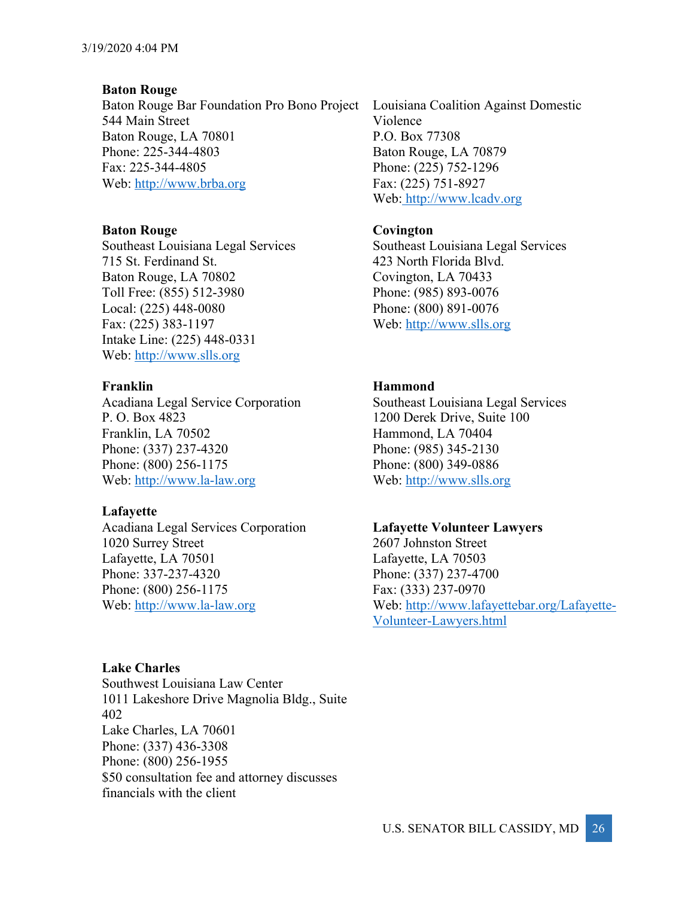**Baton Rouge**
Baton Rouge Bar Foundation Pro Bono Project
544 Main Street
Baton Rouge, LA 70801
Phone: 225-344-4803
Fax: 225-344-4805
Web: http://www.brba.org

Louisiana Coalition Against Domestic Violence
P.O. Box 77308
Baton Rouge, LA 70879
Phone: (225) 752-1296
Fax: (225) 751-8927
Web: http://www.lcadv.org

**Baton Rouge**
Southeast Louisiana Legal Services
715 St. Ferdinand St.
Baton Rouge, LA 70802
Toll Free: (855) 512-3980
Local: (225) 448-0080
Fax: (225) 383-1197
Intake Line: (225) 448-0331
Web: http://www.slls.org

**Covington**
Southeast Louisiana Legal Services
423 North Florida Blvd.
Covington, LA 70433
Phone: (985) 893-0076
Phone: (800) 891-0076
Web: http://www.slls.org

**Franklin**
Acadiana Legal Service Corporation
P. O. Box 4823
Franklin, LA 70502
Phone: (337) 237-4320
Phone: (800) 256-1175
Web: http://www.la-law.org

**Hammond**
Southeast Louisiana Legal Services
1200 Derek Drive, Suite 100
Hammond, LA 70404
Phone: (985) 345-2130
Phone: (800) 349-0886
Web: http://www.slls.org

**Lafayette**
Acadiana Legal Services Corporation
1020 Surrey Street
Lafayette, LA 70501
Phone: 337-237-4320
Phone: (800) 256-1175
Web: http://www.la-law.org

**Lafayette Volunteer Lawyers**
2607 Johnston Street
Lafayette, LA 70503
Phone: (337) 237-4700
Fax: (333) 237-0970
Web: http://www.lafayettebar.org/Lafayette-Volunteer-Lawyers.html

**Lake Charles**
Southwest Louisiana Law Center
1011 Lakeshore Drive Magnolia Bldg., Suite 402
Lake Charles, LA 70601
Phone: (337) 436-3308
Phone: (800) 256-1955
$50 consultation fee and attorney discusses financials with the client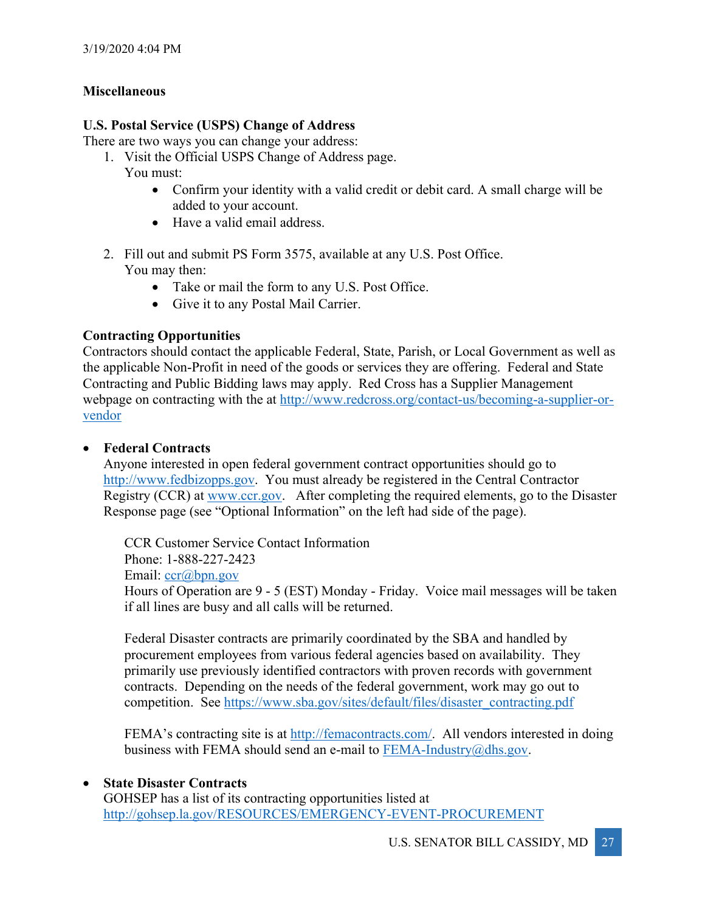**Miscellaneous**

**U.S. Postal Service (USPS) Change of Address**

There are two ways you can change your address:

1. Visit the Official USPS Change of Address page.
   You must:
   - Confirm your identity with a valid credit or debit card. A small charge will be added to your account.
   - Have a valid email address.

2. Fill out and submit PS Form 3575, available at any U.S. Post Office.
   You may then:
   - Take or mail the form to any U.S. Post Office.
   - Give it to any Postal Mail Carrier.

**Contracting Opportunities**

Contractors should contact the applicable Federal, State, Parish, or Local Government as well as the applicable Non-Profit in need of the goods or services they are offering. Federal and State Contracting and Public Bidding laws may apply. Red Cross has a Supplier Management webpage on contracting with the at http://www.redcross.org/contact-us/becoming-a-supplier-or-vendor

- **Federal Contracts**
  Anyone interested in open federal government contract opportunities should go to http://www.fedbizopps.gov. You must already be registered in the Central Contractor Registry (CCR) at www.ccr.gov. After completing the required elements, go to the Disaster Response page (see "Optional Information" on the left had side of the page).

  CCR Customer Service Contact Information
  Phone: 1-888-227-2423
  Email: ccr@bpn.gov
  Hours of Operation are 9 - 5 (EST) Monday - Friday. Voice mail messages will be taken if all lines are busy and all calls will be returned.

  Federal Disaster contracts are primarily coordinated by the SBA and handled by procurement employees from various federal agencies based on availability. They primarily use previously identified contractors with proven records with government contracts. Depending on the needs of the federal government, work may go out to competition. See https://www.sba.gov/sites/default/files/disaster_contracting.pdf

  FEMA's contracting site is at http://femacontracts.com/. All vendors interested in doing business with FEMA should send an e-mail to FEMA-Industry@dhs.gov.

- **State Disaster Contracts**
  GOHSEP has a list of its contracting opportunities listed at http://gohsep.la.gov/RESOURCES/EMERGENCY-EVENT-PROCUREMENT